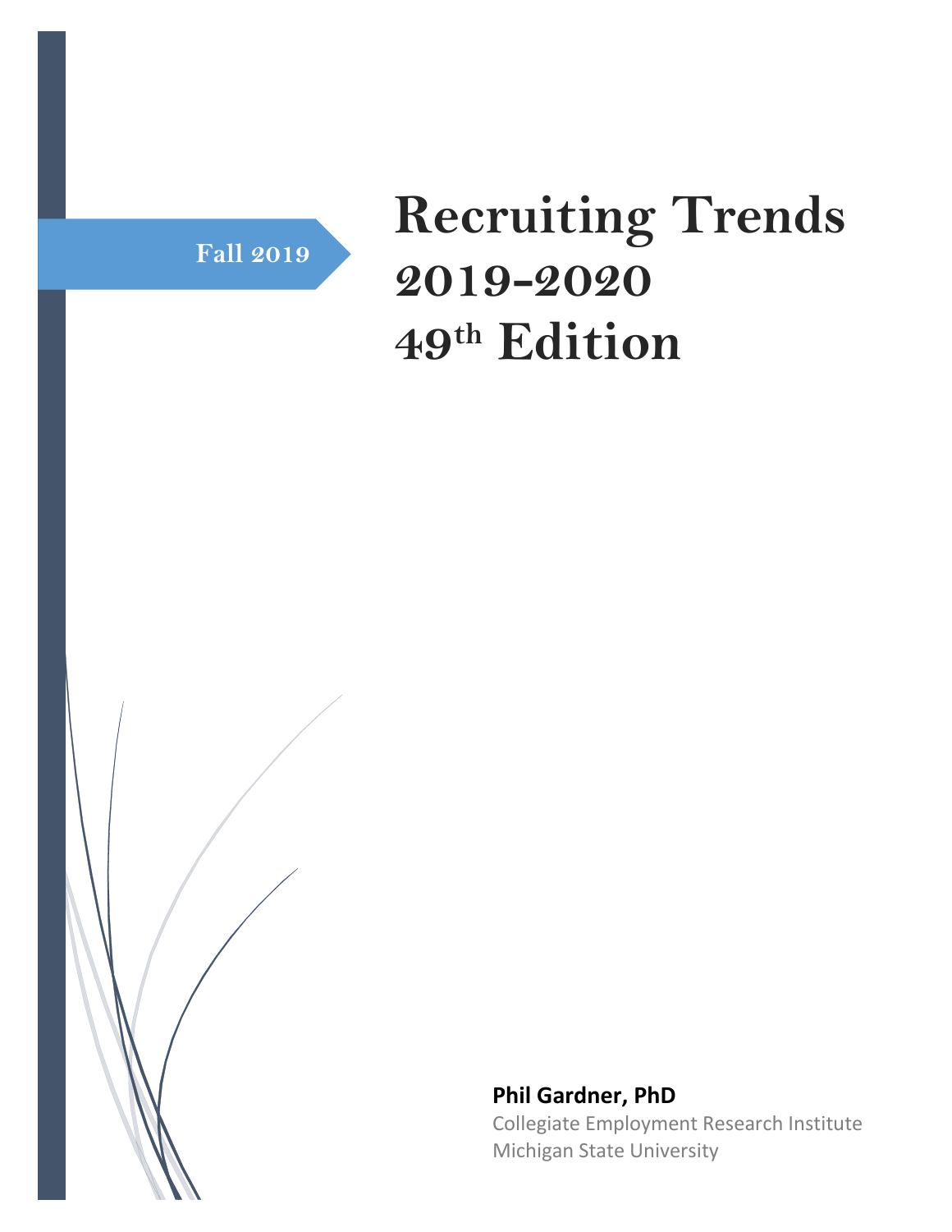Fall 2019

# Recruiting Trends 2019-2020 49th Edition

**Phil Gardner, PhD**

Collegiate Employment Research Institute

Michigan State University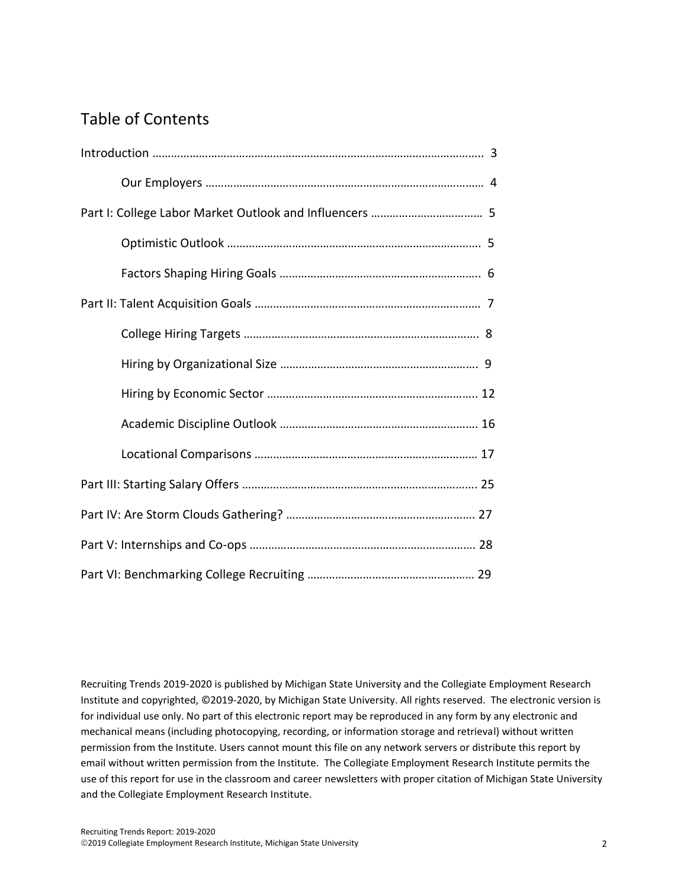# Table of Contents

Introduction ………………………………………………………………………………………….. 3

- Our Employers ……………………………………………………………………………… 4

Part I: College Labor Market Outlook and Influencers ……………………………… 5

- Optimistic Outlook ………………………………………………………………………. 5
- Factors Shaping Hiring Goals ……………………………………………………….. 6

Part II: Talent Acquisition Goals ………………………………………………………………. 7

- College Hiring Targets …………………………………………………………………. 8
- Hiring by Organizational Size ……………………………………………………… 9
- Hiring by Economic Sector ………………………………………………………….. 12
- Academic Discipline Outlook ……………………………………………………… 16
- Locational Comparisons ……………………………………………………………… 17

Part III: Starting Salary Offers …………………………………………………………………. 25

Part IV: Are Storm Clouds Gathering? …………………………………………………… 27

Part V: Internships and Co-ops ………………………………………………………………. 28

Part VI: Benchmarking College Recruiting ……………………………………………… 29

Recruiting Trends 2019-2020 is published by Michigan State University and the Collegiate Employment Research Institute and copyrighted, ©2019-2020, by Michigan State University. All rights reserved. The electronic version is for individual use only. No part of this electronic report may be reproduced in any form by any electronic and mechanical means (including photocopying, recording, or information storage and retrieval) without written permission from the Institute. Users cannot mount this file on any network servers or distribute this report by email without written permission from the Institute. The Collegiate Employment Research Institute permits the use of this report for use in the classroom and career newsletters with proper citation of Michigan State University and the Collegiate Employment Research Institute.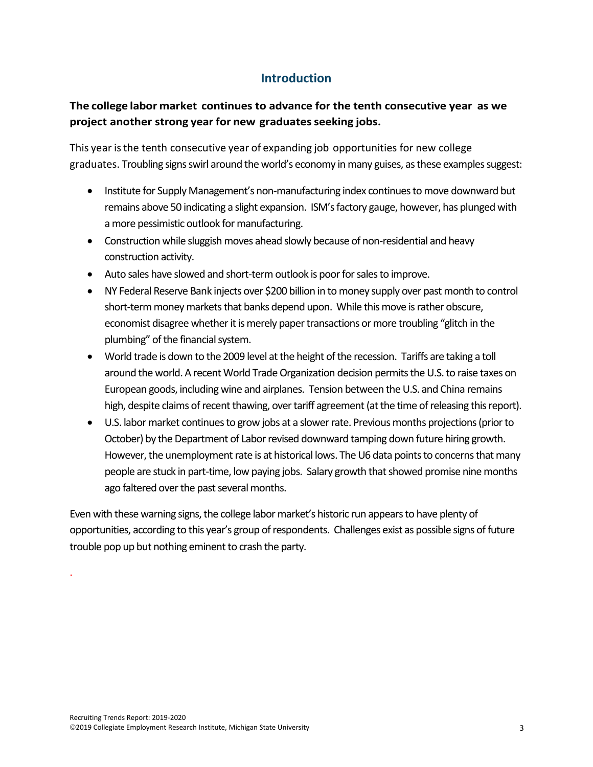## Introduction

**The college labor market continues to advance for the tenth consecutive year as we project another strong year for new graduates seeking jobs.**

This year is the tenth consecutive year of expanding job opportunities for new college graduates. Troubling signs swirl around the world's economy in many guises, as these examples suggest:

- Institute for Supply Management's non-manufacturing index continues to move downward but remains above 50 indicating a slight expansion. ISM's factory gauge, however, has plunged with a more pessimistic outlook for manufacturing.
- Construction while sluggish moves ahead slowly because of non-residential and heavy construction activity.
- Auto sales have slowed and short-term outlook is poor for sales to improve.
- NY Federal Reserve Bank injects over $200 billion in to money supply over past month to control short-term money markets that banks depend upon. While this move is rather obscure, economist disagree whether it is merely paper transactions or more troubling "glitch in the plumbing" of the financial system.
- World trade is down to the 2009 level at the height of the recession. Tariffs are taking a toll around the world. A recent World Trade Organization decision permits the U.S. to raise taxes on European goods, including wine and airplanes. Tension between the U.S. and China remains high, despite claims of recent thawing, over tariff agreement (at the time of releasing this report).
- U.S. labor market continues to grow jobs at a slower rate. Previous months projections (prior to October) by the Department of Labor revised downward tamping down future hiring growth. However, the unemployment rate is at historical lows. The U6 data points to concerns that many people are stuck in part-time, low paying jobs. Salary growth that showed promise nine months ago faltered over the past several months.

Even with these warning signs, the college labor market's historic run appears to have plenty of opportunities, according to this year's group of respondents. Challenges exist as possible signs of future trouble pop up but nothing eminent to crash the party.

.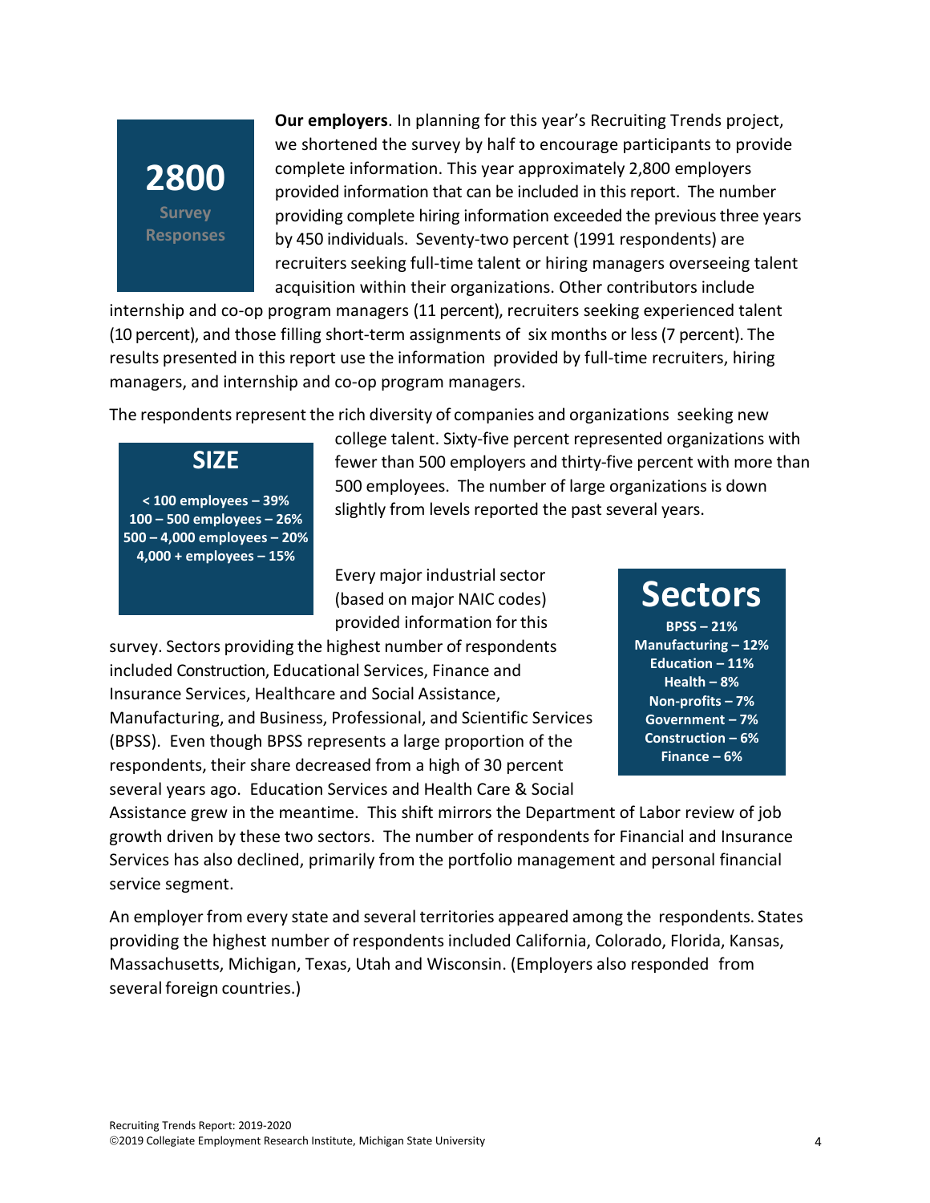**2800**
**Survey Responses**

**Our employers**. In planning for this year's Recruiting Trends project, we shortened the survey by half to encourage participants to provide complete information. This year approximately 2,800 employers provided information that can be included in this report. The number providing complete hiring information exceeded the previous three years by 450 individuals. Seventy-two percent (1991 respondents) are recruiters seeking full-time talent or hiring managers overseeing talent acquisition within their organizations. Other contributors include internship and co-op program managers (11 percent), recruiters seeking experienced talent (10 percent), and those filling short-term assignments of six months or less (7 percent). The results presented in this report use the information provided by full-time recruiters, hiring managers, and internship and co-op program managers.

The respondents represent the rich diversity of companies and organizations seeking new college talent. Sixty-five percent represented organizations with fewer than 500 employers and thirty-five percent with more than 500 employees. The number of large organizations is down slightly from levels reported the past several years.

**SIZE**

- **< 100 employees – 39%**
- **100 – 500 employees – 26%**
- **500 – 4,000 employees – 20%**
- **4,000 + employees – 15%**

Every major industrial sector (based on major NAIC codes) provided information for this survey. Sectors providing the highest number of respondents included Construction, Educational Services, Finance and Insurance Services, Healthcare and Social Assistance, Manufacturing, and Business, Professional, and Scientific Services (BPSS). Even though BPSS represents a large proportion of the respondents, their share decreased from a high of 30 percent several years ago. Education Services and Health Care & Social Assistance grew in the meantime. This shift mirrors the Department of Labor review of job growth driven by these two sectors. The number of respondents for Financial and Insurance Services has also declined, primarily from the portfolio management and personal financial service segment.

**Sectors**

- **BPSS – 21%**
- **Manufacturing – 12%**
- **Education – 11%**
- **Health – 8%**
- **Non-profits – 7%**
- **Government – 7%**
- **Construction – 6%**
- **Finance – 6%**

An employer from every state and several territories appeared among the respondents. States providing the highest number of respondents included California, Colorado, Florida, Kansas, Massachusetts, Michigan, Texas, Utah and Wisconsin. (Employers also responded from several foreign countries.)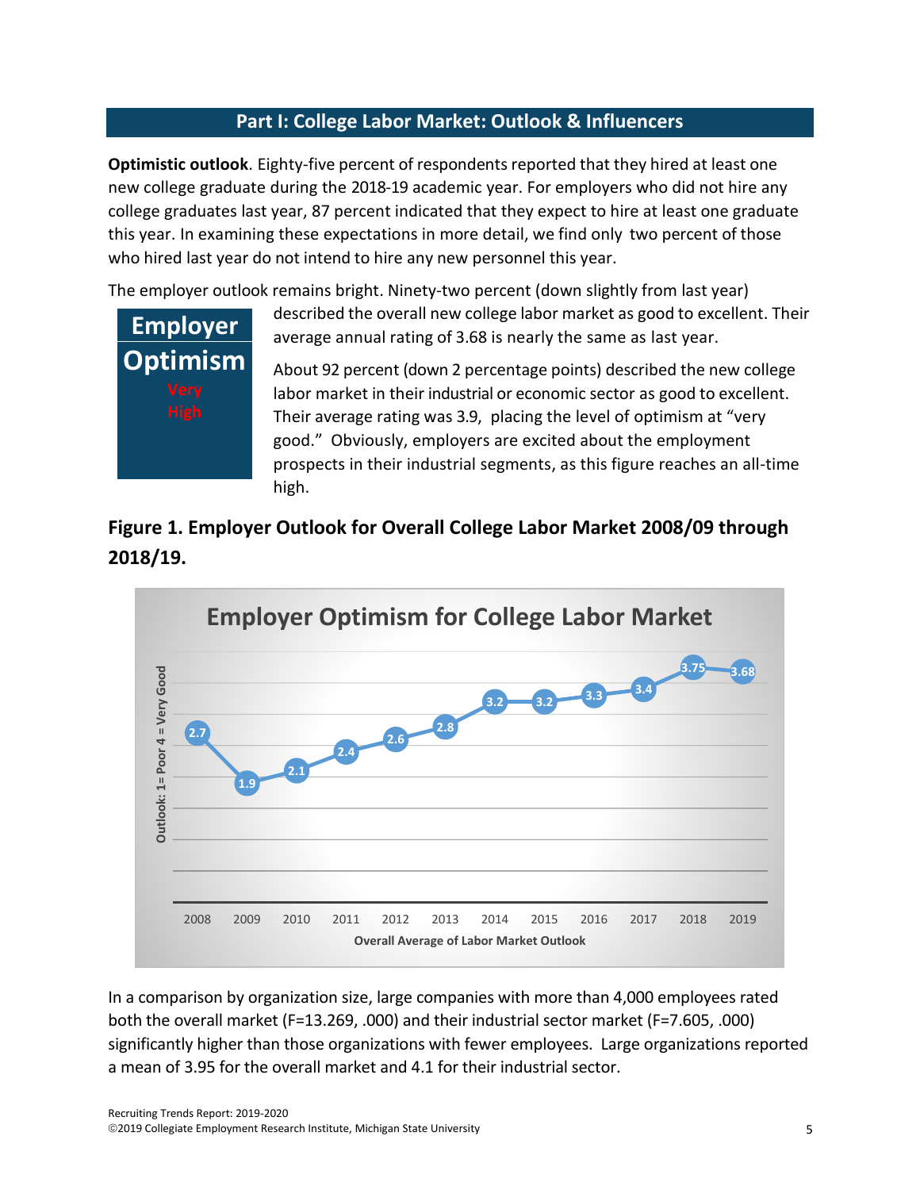## Part I: College Labor Market: Outlook & Influencers

**Optimistic outlook**. Eighty-five percent of respondents reported that they hired at least one new college graduate during the 2018-19 academic year. For employers who did not hire any college graduates last year, 87 percent indicated that they expect to hire at least one graduate this year. In examining these expectations in more detail, we find only two percent of those who hired last year do not intend to hire any new personnel this year.

**Employer Optimism**
Very High

The employer outlook remains bright. Ninety-two percent (down slightly from last year) described the overall new college labor market as good to excellent. Their average annual rating of 3.68 is nearly the same as last year.

About 92 percent (down 2 percentage points) described the new college labor market in their industrial or economic sector as good to excellent. Their average rating was 3.9, placing the level of optimism at "very good." Obviously, employers are excited about the employment prospects in their industrial segments, as this figure reaches an all-time high.

### Figure 1. Employer Outlook for Overall College Labor Market 2008/09 through 2018/19.

**Employer Optimism for College Labor Market**

| Year | 2008 | 2009 | 2010 | 2011 | 2012 | 2013 | 2014 | 2015 | 2016 | 2017 | 2018 | 2019 |
|---|---|---|---|---|---|---|---|---|---|---|---|---|
| Outlook: 1= Poor 4 = Very Good | 2.7 | 1.9 | 2.1 | 2.4 | 2.6 | 2.8 | 3.2 | 3.2 | 3.3 | 3.4 | 3.75 | 3.68 |

Overall Average of Labor Market Outlook

In a comparison by organization size, large companies with more than 4,000 employees rated both the overall market (F=13.269, .000) and their industrial sector market (F=7.605, .000) significantly higher than those organizations with fewer employees. Large organizations reported a mean of 3.95 for the overall market and 4.1 for their industrial sector.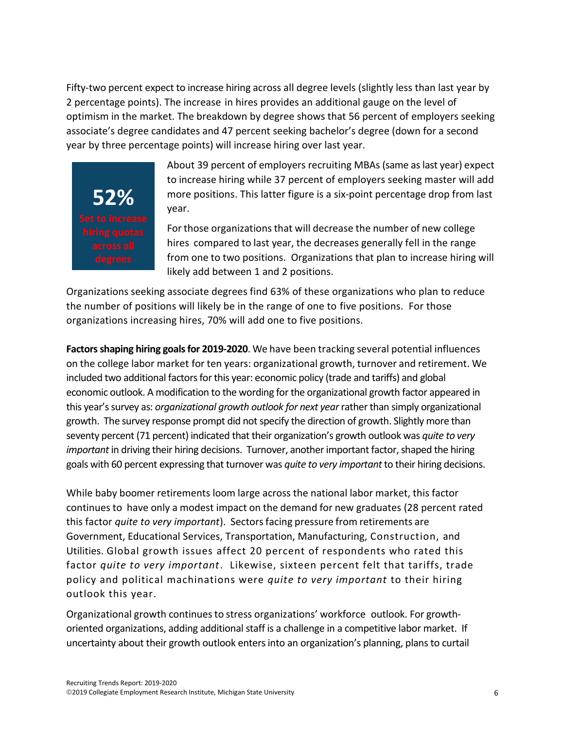Fifty-two percent expect to increase hiring across all degree levels (slightly less than last year by 2 percentage points). The increase in hires provides an additional gauge on the level of optimism in the market. The breakdown by degree shows that 56 percent of employers seeking associate's degree candidates and 47 percent seeking bachelor's degree (down for a second year by three percentage points) will increase hiring over last year.

**52%**
Set to increase hiring quotas across all degrees

About 39 percent of employers recruiting MBAs (same as last year) expect to increase hiring while 37 percent of employers seeking master will add more positions. This latter figure is a six-point percentage drop from last year.

For those organizations that will decrease the number of new college hires compared to last year, the decreases generally fell in the range from one to two positions. Organizations that plan to increase hiring will likely add between 1 and 2 positions.

Organizations seeking associate degrees find 63% of these organizations who plan to reduce the number of positions will likely be in the range of one to five positions. For those organizations increasing hires, 70% will add one to five positions.

**Factors shaping hiring goals for 2019-2020**. We have been tracking several potential influences on the college labor market for ten years: organizational growth, turnover and retirement. We included two additional factors for this year: economic policy (trade and tariffs) and global economic outlook. A modification to the wording for the organizational growth factor appeared in this year's survey as: *organizational growth outlook for next year* rather than simply organizational growth. The survey response prompt did not specify the direction of growth. Slightly more than seventy percent (71 percent) indicated that their organization's growth outlook was *quite to very important* in driving their hiring decisions. Turnover, another important factor, shaped the hiring goals with 60 percent expressing that turnover was *quite to very important* to their hiring decisions.

While baby boomer retirements loom large across the national labor market, this factor continues to have only a modest impact on the demand for new graduates (28 percent rated this factor *quite to very important*). Sectors facing pressure from retirements are Government, Educational Services, Transportation, Manufacturing, Construction, and Utilities. Global growth issues affect 20 percent of respondents who rated this factor *quite to very important*. Likewise, sixteen percent felt that tariffs, trade policy and political machinations were *quite to very important* to their hiring outlook this year.

Organizational growth continues to stress organizations' workforce outlook. For growth-oriented organizations, adding additional staff is a challenge in a competitive labor market. If uncertainty about their growth outlook enters into an organization's planning, plans to curtail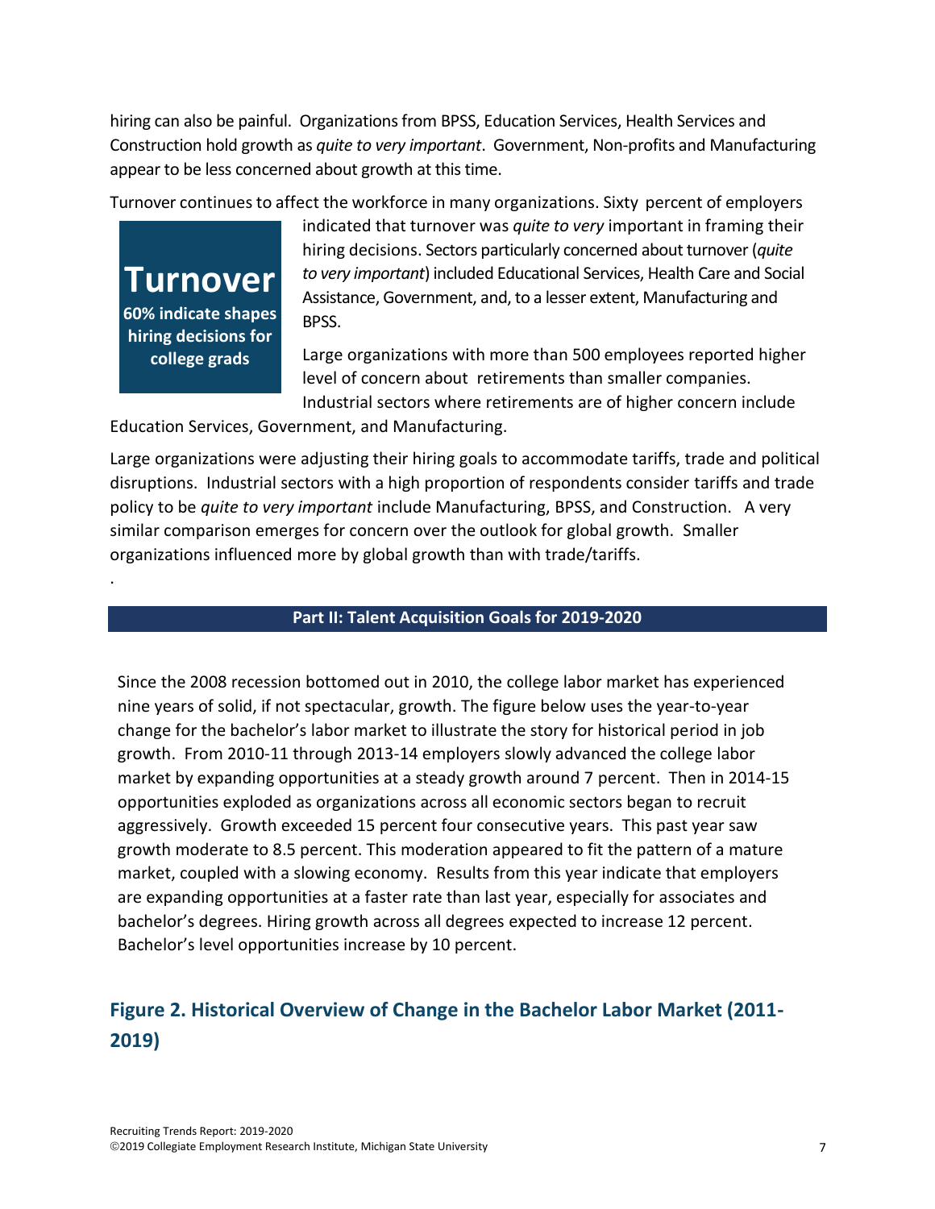hiring can also be painful. Organizations from BPSS, Education Services, Health Services and Construction hold growth as *quite to very important*. Government, Non-profits and Manufacturing appear to be less concerned about growth at this time.

Turnover continues to affect the workforce in many organizations. Sixty percent of employers indicated that turnover was *quite to very* important in framing their hiring decisions. Sectors particularly concerned about turnover (*quite to very important*) included Educational Services, Health Care and Social Assistance, Government, and, to a lesser extent, Manufacturing and BPSS.

> **Turnover**
> **60% indicate shapes hiring decisions for college grads**

Large organizations with more than 500 employees reported higher level of concern about retirements than smaller companies. Industrial sectors where retirements are of higher concern include Education Services, Government, and Manufacturing.

Large organizations were adjusting their hiring goals to accommodate tariffs, trade and political disruptions. Industrial sectors with a high proportion of respondents consider tariffs and trade policy to be *quite to very important* include Manufacturing, BPSS, and Construction. A very similar comparison emerges for concern over the outlook for global growth. Smaller organizations influenced more by global growth than with trade/tariffs.

.

## Part II: Talent Acquisition Goals for 2019-2020

Since the 2008 recession bottomed out in 2010, the college labor market has experienced nine years of solid, if not spectacular, growth. The figure below uses the year-to-year change for the bachelor's labor market to illustrate the story for historical period in job growth. From 2010-11 through 2013-14 employers slowly advanced the college labor market by expanding opportunities at a steady growth around 7 percent. Then in 2014-15 opportunities exploded as organizations across all economic sectors began to recruit aggressively. Growth exceeded 15 percent four consecutive years. This past year saw growth moderate to 8.5 percent. This moderation appeared to fit the pattern of a mature market, coupled with a slowing economy. Results from this year indicate that employers are expanding opportunities at a faster rate than last year, especially for associates and bachelor's degrees. Hiring growth across all degrees expected to increase 12 percent. Bachelor's level opportunities increase by 10 percent.

### Figure 2. Historical Overview of Change in the Bachelor Labor Market (2011-2019)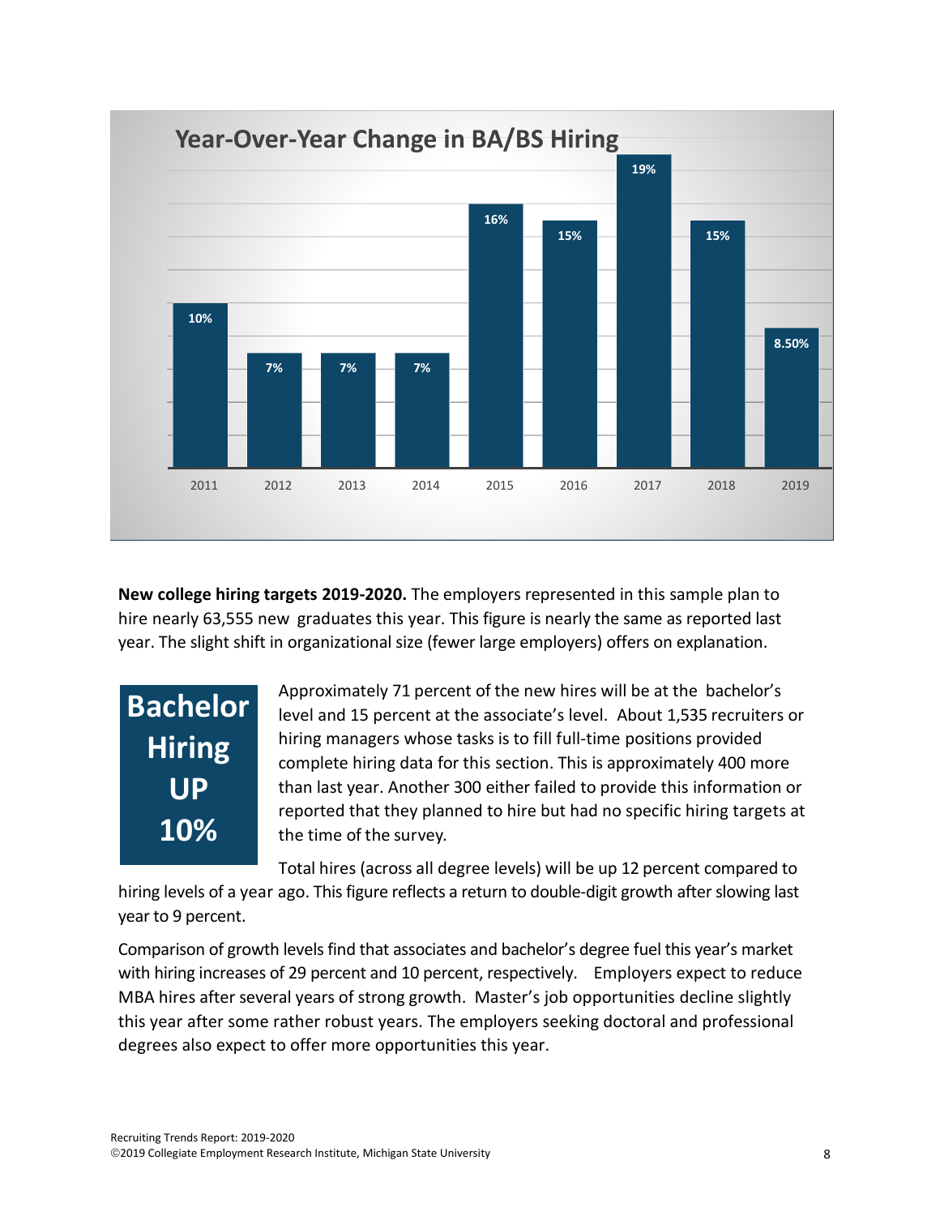## Year-Over-Year Change in BA/BS Hiring

| Year | Change |
|---|---|
| 2011 | 10% |
| 2012 | 7% |
| 2013 | 7% |
| 2014 | 7% |
| 2015 | 16% |
| 2016 | 15% |
| 2017 | 19% |
| 2018 | 15% |
| 2019 | 8.50% |

**New college hiring targets 2019-2020.** The employers represented in this sample plan to hire nearly 63,555 new graduates this year. This figure is nearly the same as reported last year. The slight shift in organizational size (fewer large employers) offers on explanation.

**Bachelor Hiring UP 10%**

Approximately 71 percent of the new hires will be at the bachelor's level and 15 percent at the associate's level. About 1,535 recruiters or hiring managers whose tasks is to fill full-time positions provided complete hiring data for this section. This is approximately 400 more than last year. Another 300 either failed to provide this information or reported that they planned to hire but had no specific hiring targets at the time of the survey.

Total hires (across all degree levels) will be up 12 percent compared to hiring levels of a year ago. This figure reflects a return to double-digit growth after slowing last year to 9 percent.

Comparison of growth levels find that associates and bachelor's degree fuel this year's market with hiring increases of 29 percent and 10 percent, respectively. Employers expect to reduce MBA hires after several years of strong growth. Master's job opportunities decline slightly this year after some rather robust years. The employers seeking doctoral and professional degrees also expect to offer more opportunities this year.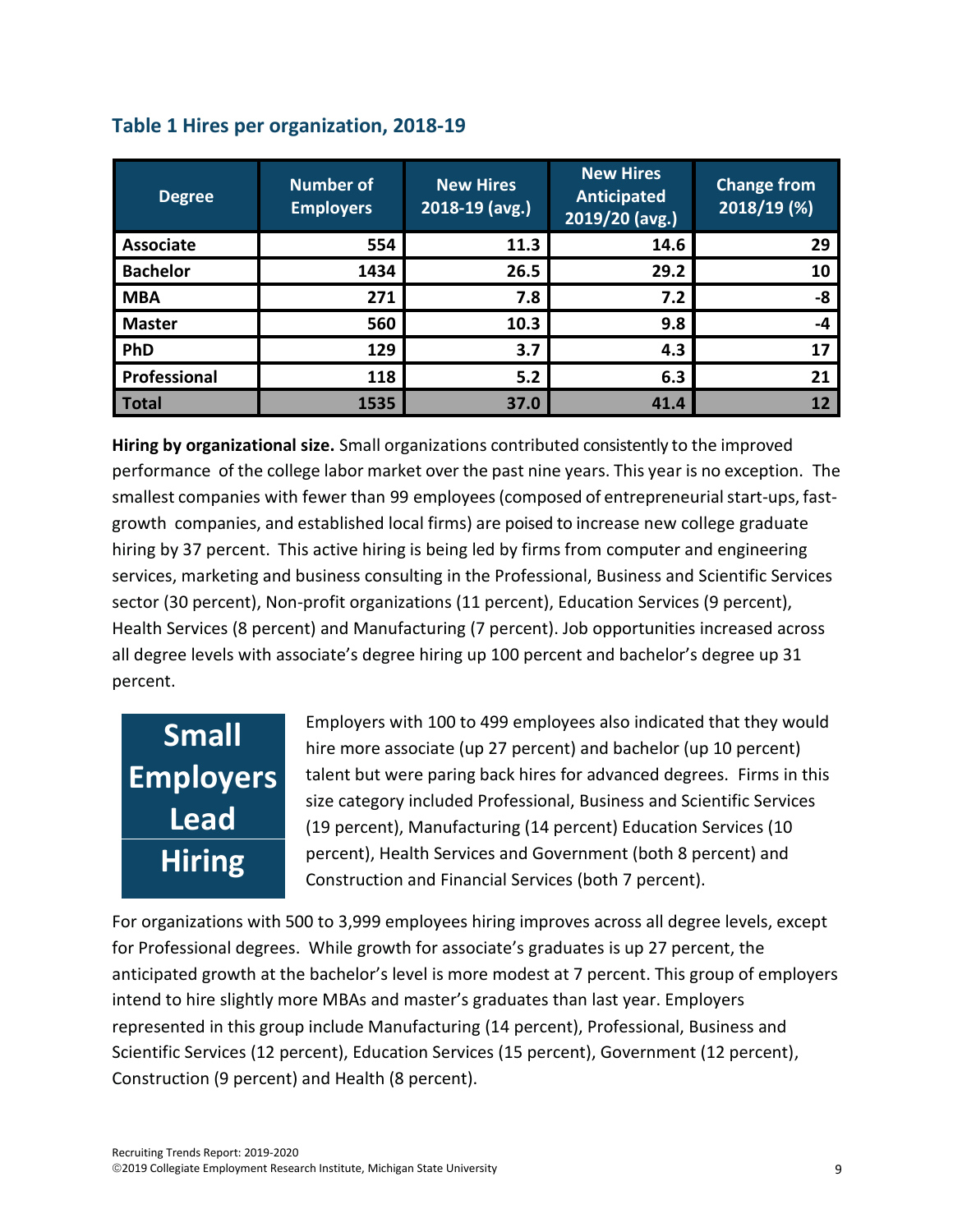### Table 1 Hires per organization, 2018-19

| Degree | Number of Employers | New Hires 2018-19 (avg.) | New Hires Anticipated 2019/20 (avg.) | Change from 2018/19 (%) |
|---|---|---|---|---|
| Associate | 554 | 11.3 | 14.6 | 29 |
| Bachelor | 1434 | 26.5 | 29.2 | 10 |
| MBA | 271 | 7.8 | 7.2 | -8 |
| Master | 560 | 10.3 | 9.8 | -4 |
| PhD | 129 | 3.7 | 4.3 | 17 |
| Professional | 118 | 5.2 | 6.3 | 21 |
| **Total** | **1535** | **37.0** | **41.4** | **12** |

**Hiring by organizational size.** Small organizations contributed consistently to the improved performance of the college labor market over the past nine years. This year is no exception. The smallest companies with fewer than 99 employees (composed of entrepreneurial start-ups, fast-growth companies, and established local firms) are poised to increase new college graduate hiring by 37 percent. This active hiring is being led by firms from computer and engineering services, marketing and business consulting in the Professional, Business and Scientific Services sector (30 percent), Non-profit organizations (11 percent), Education Services (9 percent), Health Services (8 percent) and Manufacturing (7 percent). Job opportunities increased across all degree levels with associate's degree hiring up 100 percent and bachelor's degree up 31 percent.

**Small Employers Lead Hiring**

Employers with 100 to 499 employees also indicated that they would hire more associate (up 27 percent) and bachelor (up 10 percent) talent but were paring back hires for advanced degrees. Firms in this size category included Professional, Business and Scientific Services (19 percent), Manufacturing (14 percent) Education Services (10 percent), Health Services and Government (both 8 percent) and Construction and Financial Services (both 7 percent).

For organizations with 500 to 3,999 employees hiring improves across all degree levels, except for Professional degrees. While growth for associate's graduates is up 27 percent, the anticipated growth at the bachelor's level is more modest at 7 percent. This group of employers intend to hire slightly more MBAs and master's graduates than last year. Employers represented in this group include Manufacturing (14 percent), Professional, Business and Scientific Services (12 percent), Education Services (15 percent), Government (12 percent), Construction (9 percent) and Health (8 percent).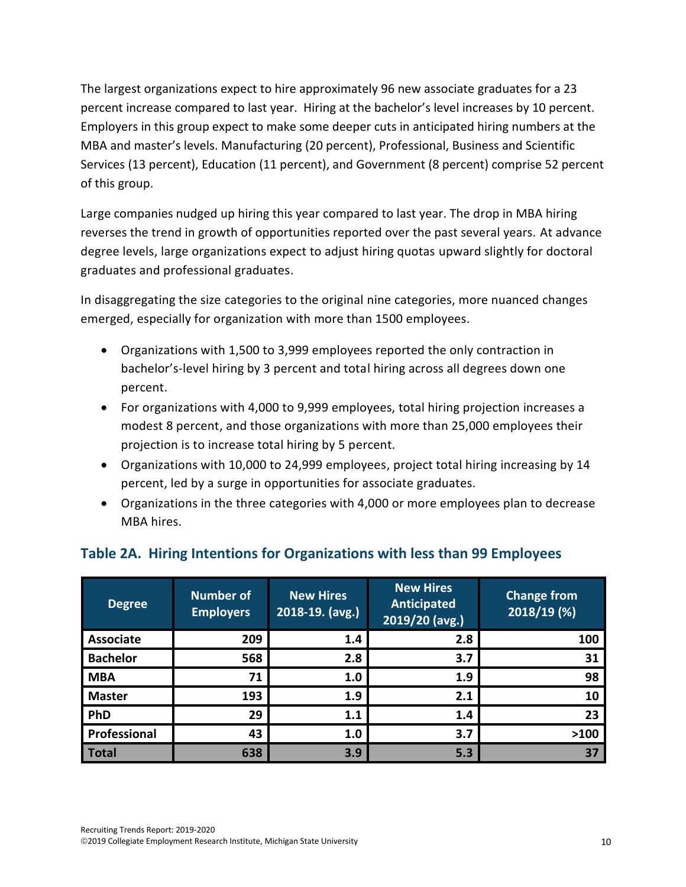The largest organizations expect to hire approximately 96 new associate graduates for a 23 percent increase compared to last year. Hiring at the bachelor's level increases by 10 percent. Employers in this group expect to make some deeper cuts in anticipated hiring numbers at the MBA and master's levels. Manufacturing (20 percent), Professional, Business and Scientific Services (13 percent), Education (11 percent), and Government (8 percent) comprise 52 percent of this group.

Large companies nudged up hiring this year compared to last year. The drop in MBA hiring reverses the trend in growth of opportunities reported over the past several years. At advance degree levels, large organizations expect to adjust hiring quotas upward slightly for doctoral graduates and professional graduates.

In disaggregating the size categories to the original nine categories, more nuanced changes emerged, especially for organization with more than 1500 employees.

- Organizations with 1,500 to 3,999 employees reported the only contraction in bachelor's-level hiring by 3 percent and total hiring across all degrees down one percent.
- For organizations with 4,000 to 9,999 employees, total hiring projection increases a modest 8 percent, and those organizations with more than 25,000 employees their projection is to increase total hiring by 5 percent.
- Organizations with 10,000 to 24,999 employees, project total hiring increasing by 14 percent, led by a surge in opportunities for associate graduates.
- Organizations in the three categories with 4,000 or more employees plan to decrease MBA hires.

## Table 2A. Hiring Intentions for Organizations with less than 99 Employees

| Degree | Number of Employers | New Hires 2018-19. (avg.) | New Hires Anticipated 2019/20 (avg.) | Change from 2018/19 (%) |
|---|---|---|---|---|
| **Associate** | **209** | **1.4** | **2.8** | **100** |
| **Bachelor** | **568** | **2.8** | **3.7** | **31** |
| **MBA** | **71** | **1.0** | **1.9** | **98** |
| **Master** | **193** | **1.9** | **2.1** | **10** |
| **PhD** | **29** | **1.1** | **1.4** | **23** |
| **Professional** | **43** | **1.0** | **3.7** | **>100** |
| **Total** | **638** | **3.9** | **5.3** | **37** |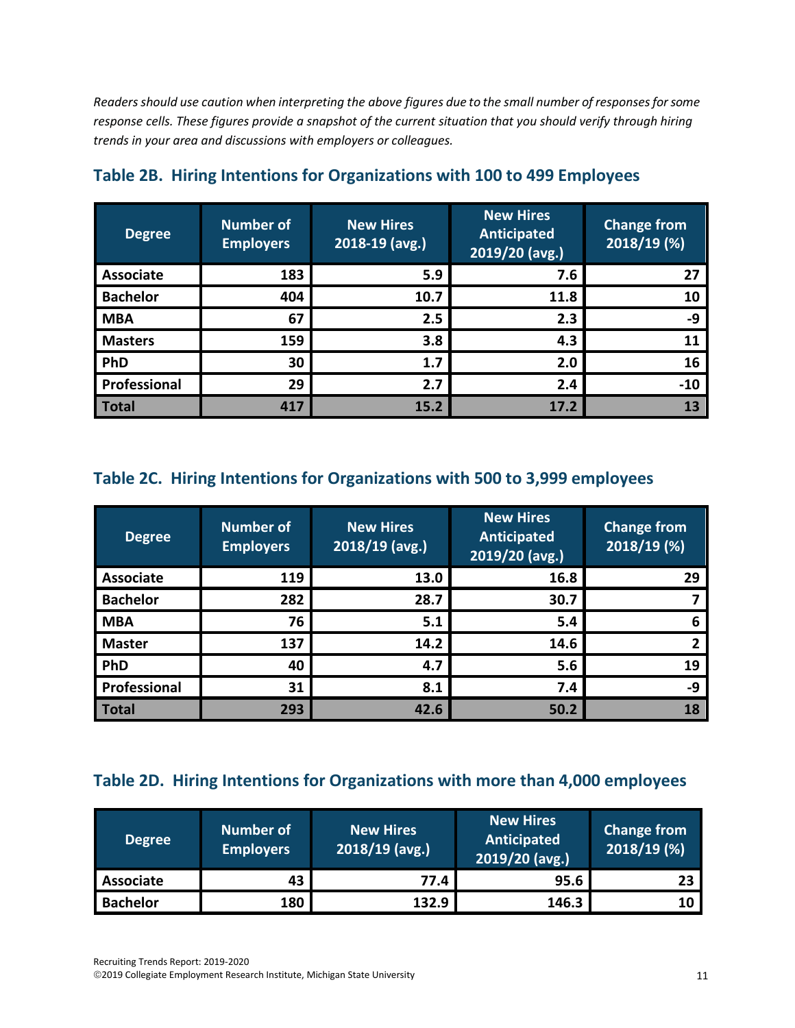*Readers should use caution when interpreting the above figures due to the small number of responses for some response cells. These figures provide a snapshot of the current situation that you should verify through hiring trends in your area and discussions with employers or colleagues.*

## Table 2B. Hiring Intentions for Organizations with 100 to 499 Employees

| Degree | Number of Employers | New Hires 2018-19 (avg.) | New Hires Anticipated 2019/20 (avg.) | Change from 2018/19 (%) |
|---|---|---|---|---|
| Associate | 183 | 5.9 | 7.6 | 27 |
| Bachelor | 404 | 10.7 | 11.8 | 10 |
| MBA | 67 | 2.5 | 2.3 | -9 |
| Masters | 159 | 3.8 | 4.3 | 11 |
| PhD | 30 | 1.7 | 2.0 | 16 |
| Professional | 29 | 2.7 | 2.4 | -10 |
| Total | 417 | 15.2 | 17.2 | 13 |

## Table 2C. Hiring Intentions for Organizations with 500 to 3,999 employees

| Degree | Number of Employers | New Hires 2018/19 (avg.) | New Hires Anticipated 2019/20 (avg.) | Change from 2018/19 (%) |
|---|---|---|---|---|
| Associate | 119 | 13.0 | 16.8 | 29 |
| Bachelor | 282 | 28.7 | 30.7 | 7 |
| MBA | 76 | 5.1 | 5.4 | 6 |
| Master | 137 | 14.2 | 14.6 | 2 |
| PhD | 40 | 4.7 | 5.6 | 19 |
| Professional | 31 | 8.1 | 7.4 | -9 |
| Total | 293 | 42.6 | 50.2 | 18 |

## Table 2D. Hiring Intentions for Organizations with more than 4,000 employees

| Degree | Number of Employers | New Hires 2018/19 (avg.) | New Hires Anticipated 2019/20 (avg.) | Change from 2018/19 (%) |
|---|---|---|---|---|
| Associate | 43 | 77.4 | 95.6 | 23 |
| Bachelor | 180 | 132.9 | 146.3 | 10 |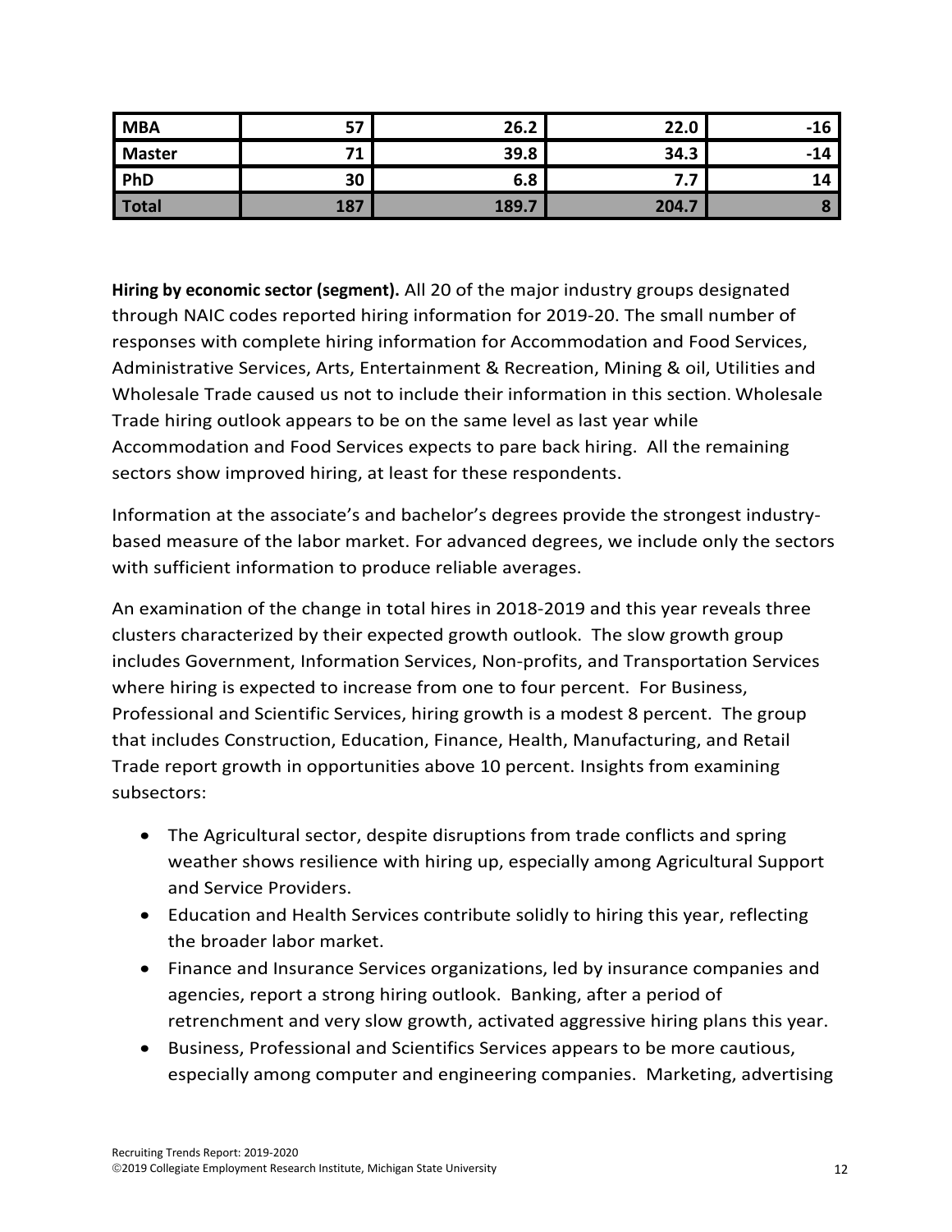| MBA | 57 | 26.2 | 22.0 | -16 |
|---|---|---|---|---|
| Master | 71 | 39.8 | 34.3 | -14 |
| PhD | 30 | 6.8 | 7.7 | 14 |
| Total | 187 | 189.7 | 204.7 | 8 |

**Hiring by economic sector (segment).** All 20 of the major industry groups designated through NAIC codes reported hiring information for 2019-20. The small number of responses with complete hiring information for Accommodation and Food Services, Administrative Services, Arts, Entertainment & Recreation, Mining & oil, Utilities and Wholesale Trade caused us not to include their information in this section. Wholesale Trade hiring outlook appears to be on the same level as last year while Accommodation and Food Services expects to pare back hiring. All the remaining sectors show improved hiring, at least for these respondents.

Information at the associate's and bachelor's degrees provide the strongest industry-based measure of the labor market. For advanced degrees, we include only the sectors with sufficient information to produce reliable averages.

An examination of the change in total hires in 2018-2019 and this year reveals three clusters characterized by their expected growth outlook. The slow growth group includes Government, Information Services, Non-profits, and Transportation Services where hiring is expected to increase from one to four percent. For Business, Professional and Scientific Services, hiring growth is a modest 8 percent. The group that includes Construction, Education, Finance, Health, Manufacturing, and Retail Trade report growth in opportunities above 10 percent. Insights from examining subsectors:

- The Agricultural sector, despite disruptions from trade conflicts and spring weather shows resilience with hiring up, especially among Agricultural Support and Service Providers.
- Education and Health Services contribute solidly to hiring this year, reflecting the broader labor market.
- Finance and Insurance Services organizations, led by insurance companies and agencies, report a strong hiring outlook. Banking, after a period of retrenchment and very slow growth, activated aggressive hiring plans this year.
- Business, Professional and Scientifics Services appears to be more cautious, especially among computer and engineering companies. Marketing, advertising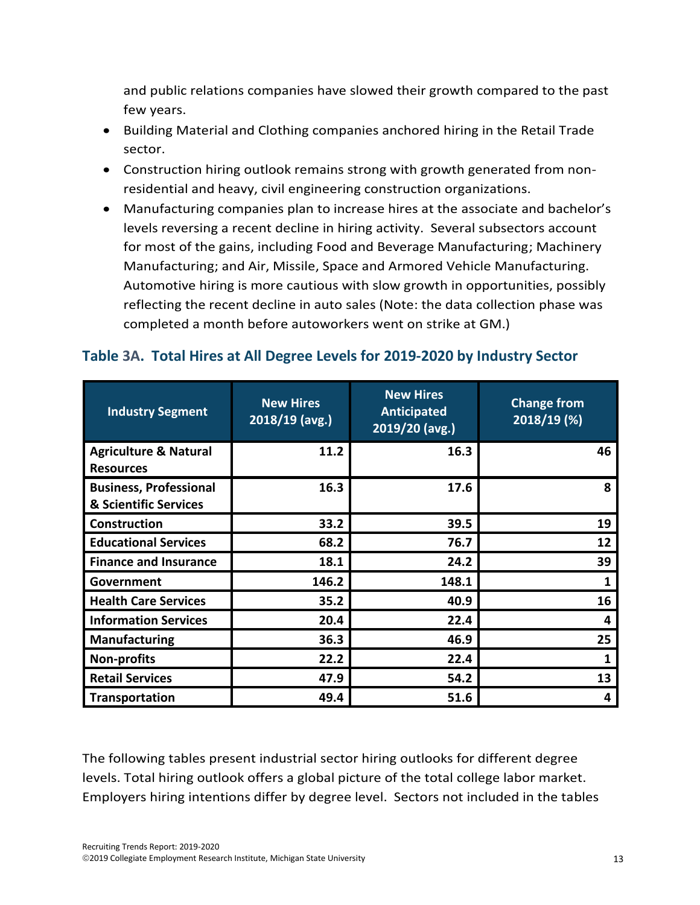and public relations companies have slowed their growth compared to the past few years.

- Building Material and Clothing companies anchored hiring in the Retail Trade sector.
- Construction hiring outlook remains strong with growth generated from non-residential and heavy, civil engineering construction organizations.
- Manufacturing companies plan to increase hires at the associate and bachelor's levels reversing a recent decline in hiring activity. Several subsectors account for most of the gains, including Food and Beverage Manufacturing; Machinery Manufacturing; and Air, Missile, Space and Armored Vehicle Manufacturing. Automotive hiring is more cautious with slow growth in opportunities, possibly reflecting the recent decline in auto sales (Note: the data collection phase was completed a month before autoworkers went on strike at GM.)

### Table 3A. Total Hires at All Degree Levels for 2019-2020 by Industry Sector

| Industry Segment | New Hires 2018/19 (avg.) | New Hires Anticipated 2019/20 (avg.) | Change from 2018/19 (%) |
|---|---|---|---|
| Agriculture & Natural Resources | 11.2 | 16.3 | 46 |
| Business, Professional & Scientific Services | 16.3 | 17.6 | 8 |
| Construction | 33.2 | 39.5 | 19 |
| Educational Services | 68.2 | 76.7 | 12 |
| Finance and Insurance | 18.1 | 24.2 | 39 |
| Government | 146.2 | 148.1 | 1 |
| Health Care Services | 35.2 | 40.9 | 16 |
| Information Services | 20.4 | 22.4 | 4 |
| Manufacturing | 36.3 | 46.9 | 25 |
| Non-profits | 22.2 | 22.4 | 1 |
| Retail Services | 47.9 | 54.2 | 13 |
| Transportation | 49.4 | 51.6 | 4 |

The following tables present industrial sector hiring outlooks for different degree levels. Total hiring outlook offers a global picture of the total college labor market. Employers hiring intentions differ by degree level. Sectors not included in the tables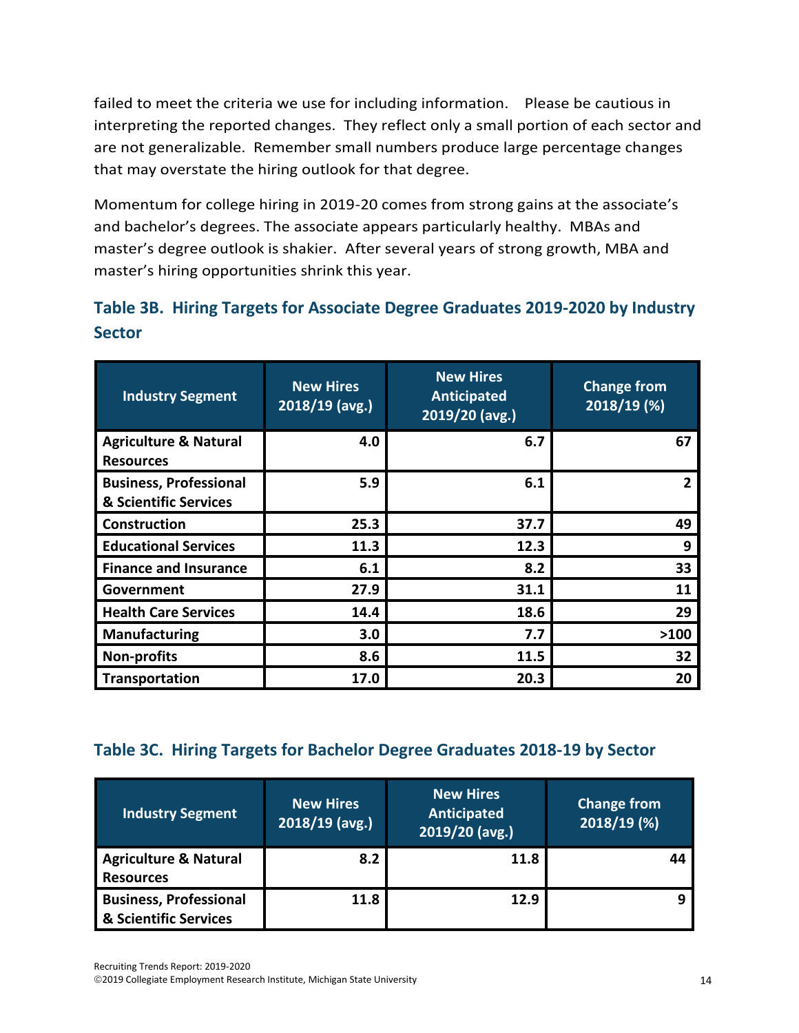failed to meet the criteria we use for including information.   Please be cautious in interpreting the reported changes.  They reflect only a small portion of each sector and are not generalizable.  Remember small numbers produce large percentage changes that may overstate the hiring outlook for that degree.

Momentum for college hiring in 2019-20 comes from strong gains at the associate's and bachelor's degrees. The associate appears particularly healthy.  MBAs and master's degree outlook is shakier.  After several years of strong growth, MBA and master's hiring opportunities shrink this year.

### Table 3B.  Hiring Targets for Associate Degree Graduates 2019-2020 by Industry Sector

| Industry Segment | New Hires 2018/19 (avg.) | New Hires Anticipated 2019/20 (avg.) | Change from 2018/19 (%) |
|---|---|---|---|
| Agriculture & Natural Resources | 4.0 | 6.7 | 67 |
| Business, Professional & Scientific Services | 5.9 | 6.1 | 2 |
| Construction | 25.3 | 37.7 | 49 |
| Educational Services | 11.3 | 12.3 | 9 |
| Finance and Insurance | 6.1 | 8.2 | 33 |
| Government | 27.9 | 31.1 | 11 |
| Health Care Services | 14.4 | 18.6 | 29 |
| Manufacturing | 3.0 | 7.7 | >100 |
| Non-profits | 8.6 | 11.5 | 32 |
| Transportation | 17.0 | 20.3 | 20 |

### Table 3C.  Hiring Targets for Bachelor Degree Graduates 2018-19 by Sector

| Industry Segment | New Hires 2018/19 (avg.) | New Hires Anticipated 2019/20 (avg.) | Change from 2018/19 (%) |
|---|---|---|---|
| Agriculture & Natural Resources | 8.2 | 11.8 | 44 |
| Business, Professional & Scientific Services | 11.8 | 12.9 | 9 |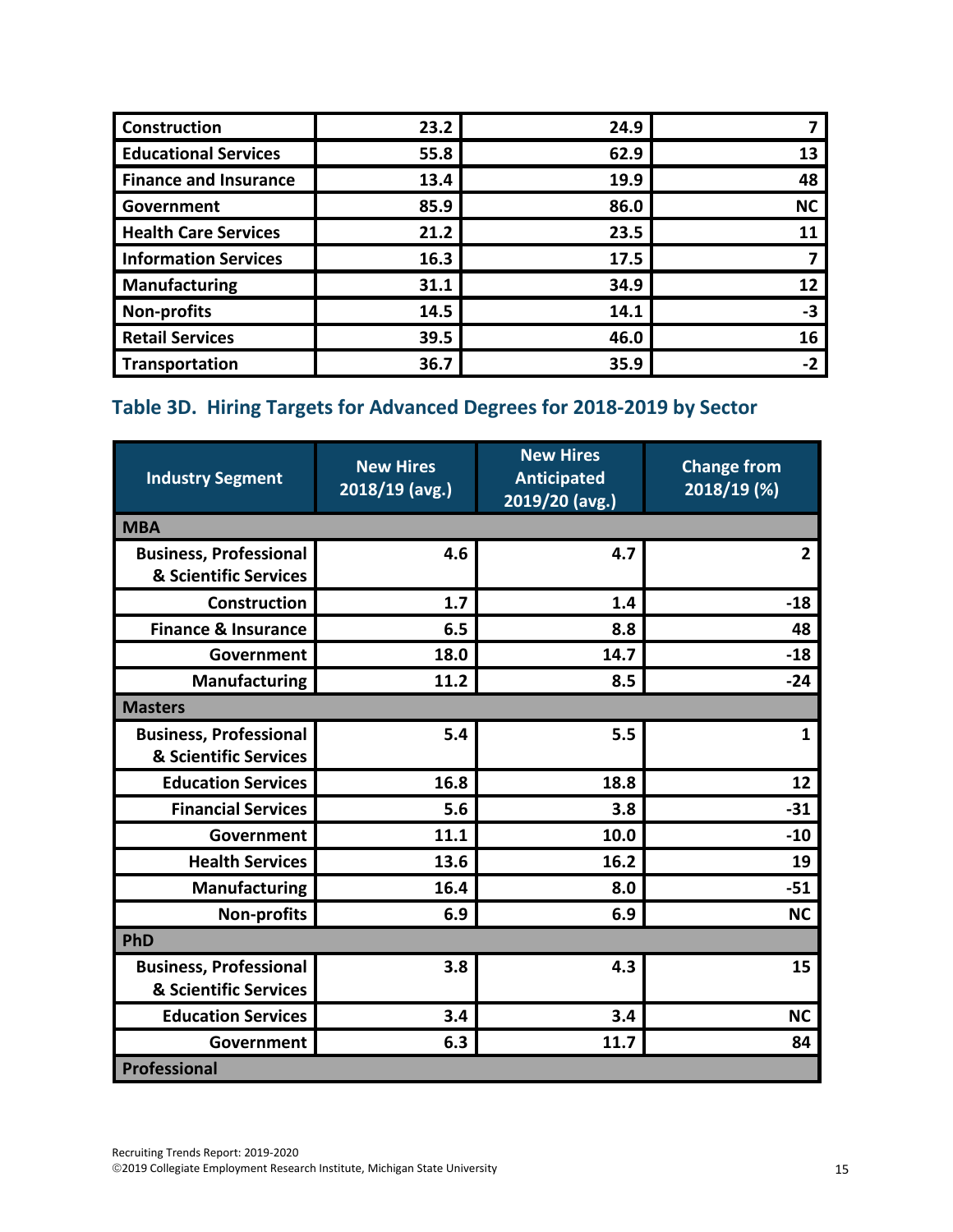| Construction | 23.2 | 24.9 | 7 |
|---|---|---|---|
| Educational Services | 55.8 | 62.9 | 13 |
| Finance and Insurance | 13.4 | 19.9 | 48 |
| Government | 85.9 | 86.0 | NC |
| Health Care Services | 21.2 | 23.5 | 11 |
| Information Services | 16.3 | 17.5 | 7 |
| Manufacturing | 31.1 | 34.9 | 12 |
| Non-profits | 14.5 | 14.1 | -3 |
| Retail Services | 39.5 | 46.0 | 16 |
| Transportation | 36.7 | 35.9 | -2 |

## Table 3D. Hiring Targets for Advanced Degrees for 2018-2019 by Sector

| Industry Segment | New Hires 2018/19 (avg.) | New Hires Anticipated 2019/20 (avg.) | Change from 2018/19 (%) |
|---|---|---|---|
| **MBA** | | | |
| Business, Professional & Scientific Services | 4.6 | 4.7 | 2 |
| Construction | 1.7 | 1.4 | -18 |
| Finance & Insurance | 6.5 | 8.8 | 48 |
| Government | 18.0 | 14.7 | -18 |
| Manufacturing | 11.2 | 8.5 | -24 |
| **Masters** | | | |
| Business, Professional & Scientific Services | 5.4 | 5.5 | 1 |
| Education Services | 16.8 | 18.8 | 12 |
| Financial Services | 5.6 | 3.8 | -31 |
| Government | 11.1 | 10.0 | -10 |
| Health Services | 13.6 | 16.2 | 19 |
| Manufacturing | 16.4 | 8.0 | -51 |
| Non-profits | 6.9 | 6.9 | NC |
| **PhD** | | | |
| Business, Professional & Scientific Services | 3.8 | 4.3 | 15 |
| Education Services | 3.4 | 3.4 | NC |
| Government | 6.3 | 11.7 | 84 |
| **Professional** | | | |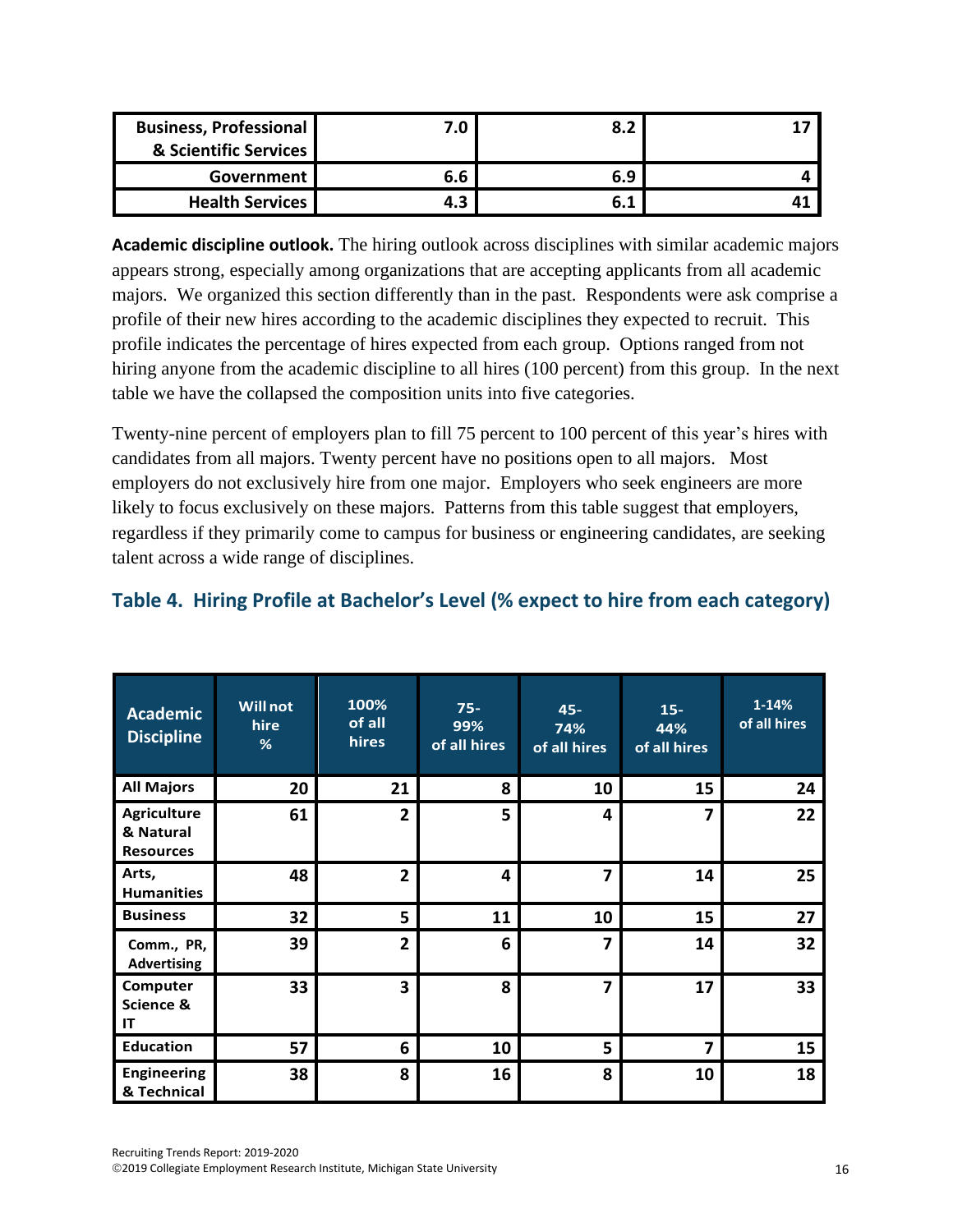| Business, Professional & Scientific Services | 7.0 | 8.2 | 17 |
|---|---|---|---|
| Government | 6.6 | 6.9 | 4 |
| Health Services | 4.3 | 6.1 | 41 |

**Academic discipline outlook.** The hiring outlook across disciplines with similar academic majors appears strong, especially among organizations that are accepting applicants from all academic majors. We organized this section differently than in the past. Respondents were ask comprise a profile of their new hires according to the academic disciplines they expected to recruit. This profile indicates the percentage of hires expected from each group. Options ranged from not hiring anyone from the academic discipline to all hires (100 percent) from this group. In the next table we have the collapsed the composition units into five categories.

Twenty-nine percent of employers plan to fill 75 percent to 100 percent of this year's hires with candidates from all majors. Twenty percent have no positions open to all majors. Most employers do not exclusively hire from one major. Employers who seek engineers are more likely to focus exclusively on these majors. Patterns from this table suggest that employers, regardless if they primarily come to campus for business or engineering candidates, are seeking talent across a wide range of disciplines.

## Table 4. Hiring Profile at Bachelor's Level (% expect to hire from each category)

| Academic Discipline | Will not hire % | 100% of all hires | 75-99% of all hires | 45-74% of all hires | 15-44% of all hires | 1-14% of all hires |
|---|---|---|---|---|---|---|
| All Majors | 20 | 21 | 8 | 10 | 15 | 24 |
| Agriculture & Natural Resources | 61 | 2 | 5 | 4 | 7 | 22 |
| Arts, Humanities | 48 | 2 | 4 | 7 | 14 | 25 |
| Business | 32 | 5 | 11 | 10 | 15 | 27 |
| Comm., PR, Advertising | 39 | 2 | 6 | 7 | 14 | 32 |
| Computer Science & IT | 33 | 3 | 8 | 7 | 17 | 33 |
| Education | 57 | 6 | 10 | 5 | 7 | 15 |
| Engineering & Technical | 38 | 8 | 16 | 8 | 10 | 18 |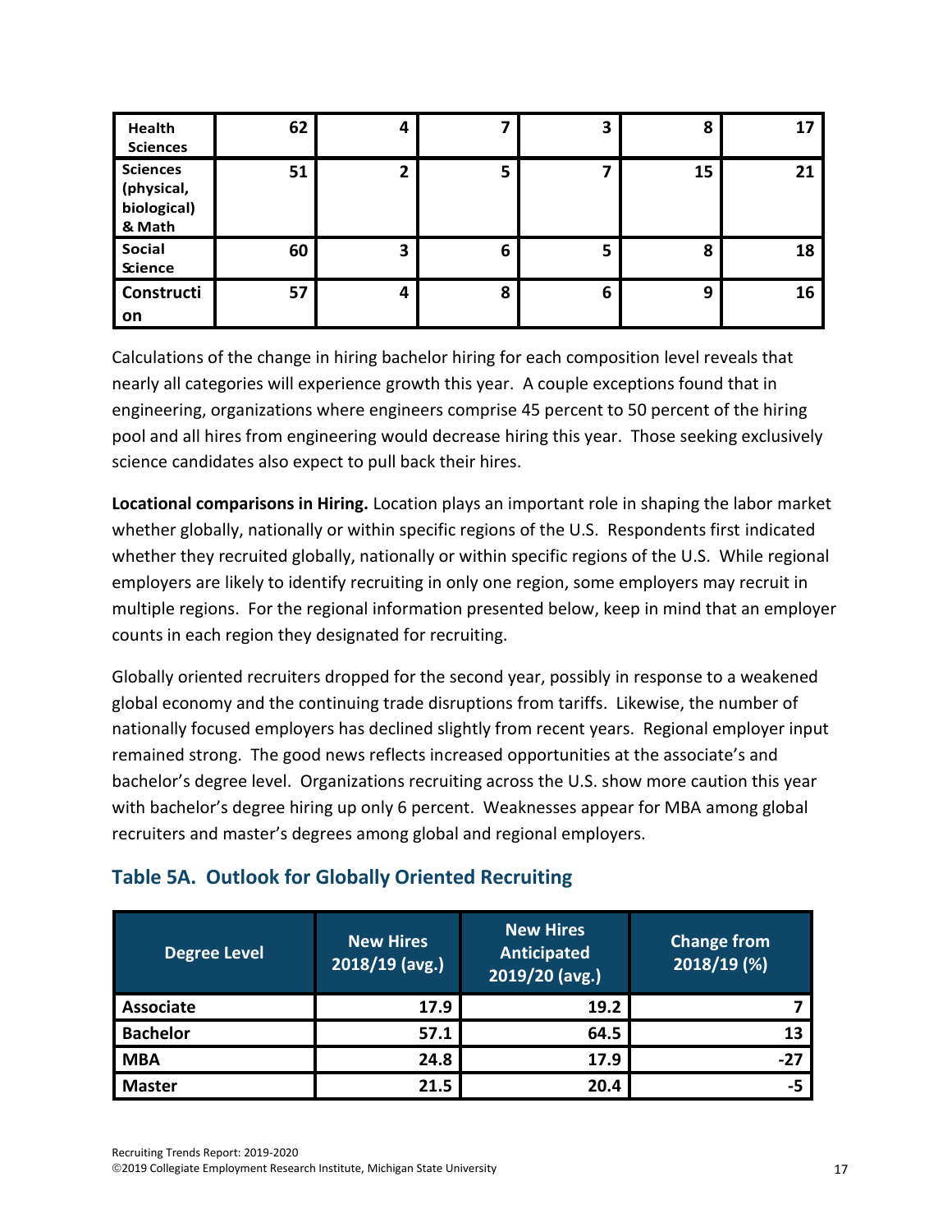| | | | | | | |
|---|---|---|---|---|---|---|
| **Health Sciences** | 62 | 4 | 7 | 3 | 8 | 17 |
| **Sciences (physical, biological) & Math** | 51 | 2 | 5 | 7 | 15 | 21 |
| **Social Science** | 60 | 3 | 6 | 5 | 8 | 18 |
| **Construction** | 57 | 4 | 8 | 6 | 9 | 16 |

Calculations of the change in hiring bachelor hiring for each composition level reveals that nearly all categories will experience growth this year. A couple exceptions found that in engineering, organizations where engineers comprise 45 percent to 50 percent of the hiring pool and all hires from engineering would decrease hiring this year. Those seeking exclusively science candidates also expect to pull back their hires.

**Locational comparisons in Hiring.** Location plays an important role in shaping the labor market whether globally, nationally or within specific regions of the U.S. Respondents first indicated whether they recruited globally, nationally or within specific regions of the U.S. While regional employers are likely to identify recruiting in only one region, some employers may recruit in multiple regions. For the regional information presented below, keep in mind that an employer counts in each region they designated for recruiting.

Globally oriented recruiters dropped for the second year, possibly in response to a weakened global economy and the continuing trade disruptions from tariffs. Likewise, the number of nationally focused employers has declined slightly from recent years. Regional employer input remained strong. The good news reflects increased opportunities at the associate's and bachelor's degree level. Organizations recruiting across the U.S. show more caution this year with bachelor's degree hiring up only 6 percent. Weaknesses appear for MBA among global recruiters and master's degrees among global and regional employers.

## Table 5A. Outlook for Globally Oriented Recruiting

| Degree Level | New Hires 2018/19 (avg.) | New Hires Anticipated 2019/20 (avg.) | Change from 2018/19 (%) |
|---|---|---|---|
| **Associate** | 17.9 | 19.2 | 7 |
| **Bachelor** | 57.1 | 64.5 | 13 |
| **MBA** | 24.8 | 17.9 | -27 |
| **Master** | 21.5 | 20.4 | -5 |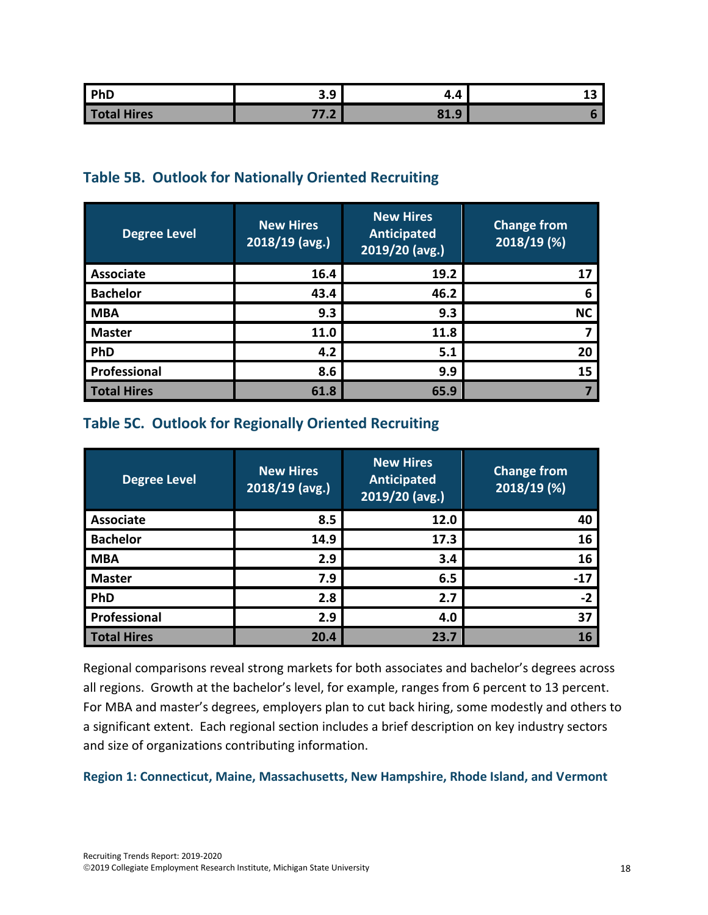| PhD | 3.9 | 4.4 | 13 |
|---|---|---|---|
| Total Hires | 77.2 | 81.9 | 6 |

### Table 5B. Outlook for Nationally Oriented Recruiting

| Degree Level | New Hires 2018/19 (avg.) | New Hires Anticipated 2019/20 (avg.) | Change from 2018/19 (%) |
|---|---|---|---|
| Associate | 16.4 | 19.2 | 17 |
| Bachelor | 43.4 | 46.2 | 6 |
| MBA | 9.3 | 9.3 | NC |
| Master | 11.0 | 11.8 | 7 |
| PhD | 4.2 | 5.1 | 20 |
| Professional | 8.6 | 9.9 | 15 |
| Total Hires | 61.8 | 65.9 | 7 |

### Table 5C. Outlook for Regionally Oriented Recruiting

| Degree Level | New Hires 2018/19 (avg.) | New Hires Anticipated 2019/20 (avg.) | Change from 2018/19 (%) |
|---|---|---|---|
| Associate | 8.5 | 12.0 | 40 |
| Bachelor | 14.9 | 17.3 | 16 |
| MBA | 2.9 | 3.4 | 16 |
| Master | 7.9 | 6.5 | -17 |
| PhD | 2.8 | 2.7 | -2 |
| Professional | 2.9 | 4.0 | 37 |
| Total Hires | 20.4 | 23.7 | 16 |

Regional comparisons reveal strong markets for both associates and bachelor's degrees across all regions. Growth at the bachelor's level, for example, ranges from 6 percent to 13 percent. For MBA and master's degrees, employers plan to cut back hiring, some modestly and others to a significant extent. Each regional section includes a brief description on key industry sectors and size of organizations contributing information.

#### Region 1: Connecticut, Maine, Massachusetts, New Hampshire, Rhode Island, and Vermont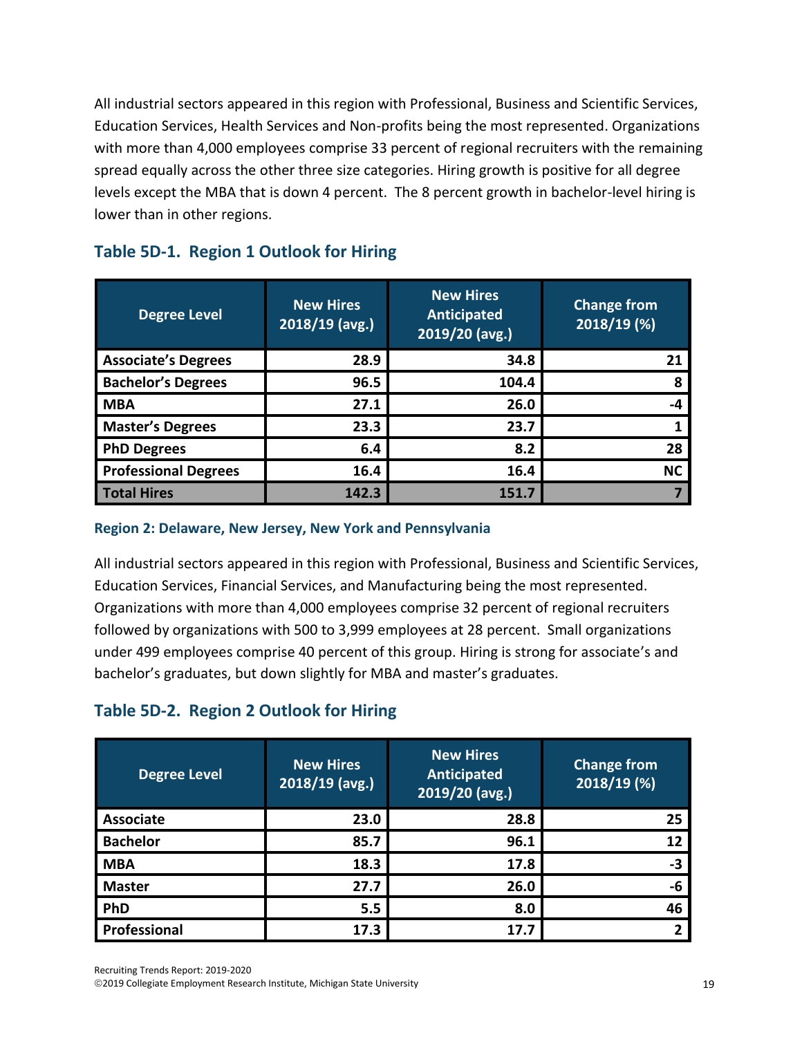All industrial sectors appeared in this region with Professional, Business and Scientific Services, Education Services, Health Services and Non-profits being the most represented. Organizations with more than 4,000 employees comprise 33 percent of regional recruiters with the remaining spread equally across the other three size categories. Hiring growth is positive for all degree levels except the MBA that is down 4 percent. The 8 percent growth in bachelor-level hiring is lower than in other regions.

### Table 5D-1. Region 1 Outlook for Hiring

| Degree Level | New Hires 2018/19 (avg.) | New Hires Anticipated 2019/20 (avg.) | Change from 2018/19 (%) |
|---|---|---|---|
| **Associate's Degrees** | **28.9** | **34.8** | **21** |
| **Bachelor's Degrees** | **96.5** | **104.4** | **8** |
| **MBA** | **27.1** | **26.0** | **-4** |
| **Master's Degrees** | **23.3** | **23.7** | **1** |
| **PhD Degrees** | **6.4** | **8.2** | **28** |
| **Professional Degrees** | **16.4** | **16.4** | **NC** |
| **Total Hires** | **142.3** | **151.7** | **7** |

#### Region 2: Delaware, New Jersey, New York and Pennsylvania

All industrial sectors appeared in this region with Professional, Business and Scientific Services, Education Services, Financial Services, and Manufacturing being the most represented. Organizations with more than 4,000 employees comprise 32 percent of regional recruiters followed by organizations with 500 to 3,999 employees at 28 percent. Small organizations under 499 employees comprise 40 percent of this group. Hiring is strong for associate's and bachelor's graduates, but down slightly for MBA and master's graduates.

### Table 5D-2. Region 2 Outlook for Hiring

| Degree Level | New Hires 2018/19 (avg.) | New Hires Anticipated 2019/20 (avg.) | Change from 2018/19 (%) |
|---|---|---|---|
| **Associate** | **23.0** | **28.8** | **25** |
| **Bachelor** | **85.7** | **96.1** | **12** |
| **MBA** | **18.3** | **17.8** | **-3** |
| **Master** | **27.7** | **26.0** | **-6** |
| **PhD** | **5.5** | **8.0** | **46** |
| **Professional** | **17.3** | **17.7** | **2** |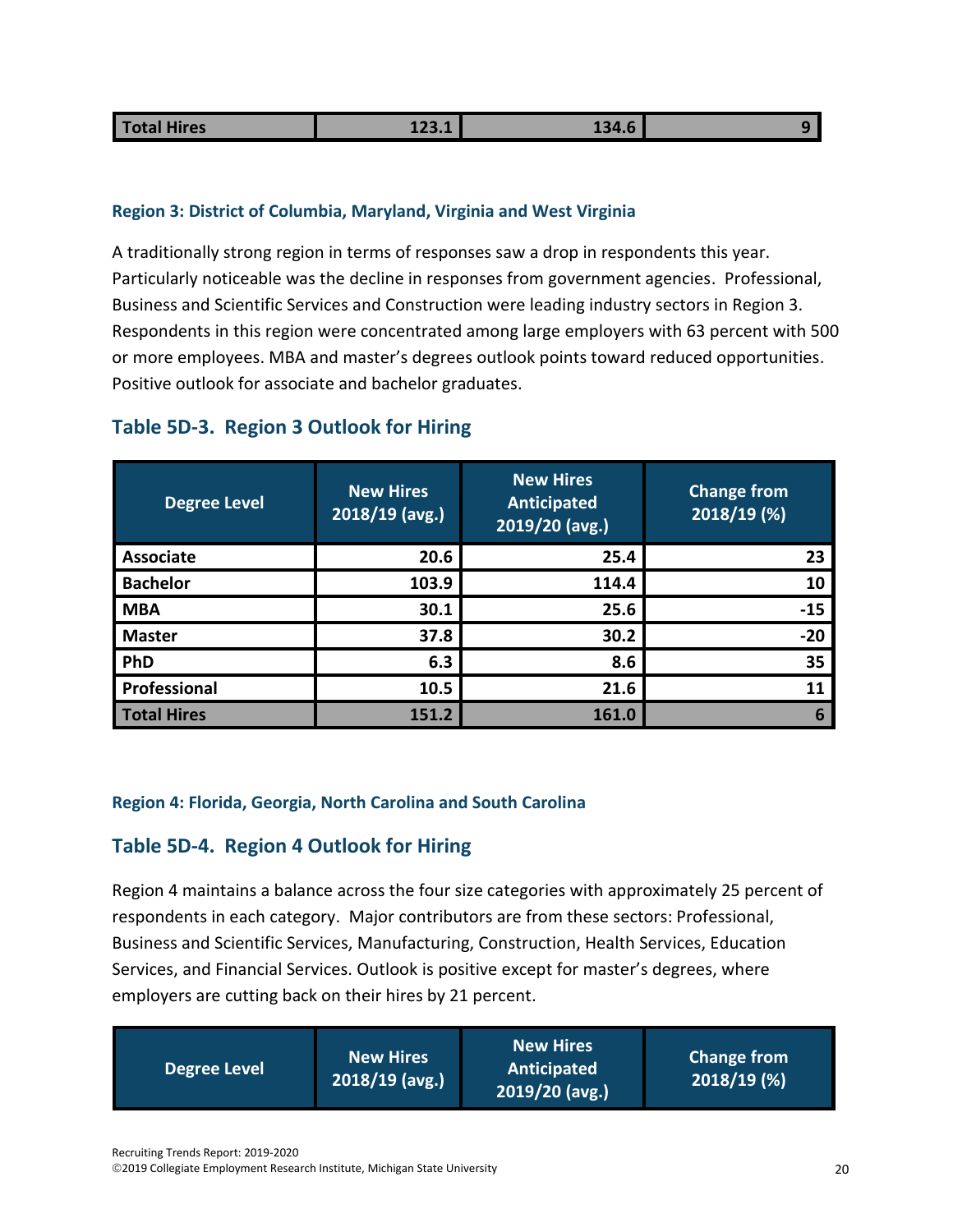| Total Hires | 123.1 | 134.6 | 9 |
|---|---|---|---|

#### Region 3: District of Columbia, Maryland, Virginia and West Virginia

A traditionally strong region in terms of responses saw a drop in respondents this year. Particularly noticeable was the decline in responses from government agencies. Professional, Business and Scientific Services and Construction were leading industry sectors in Region 3. Respondents in this region were concentrated among large employers with 63 percent with 500 or more employees. MBA and master's degrees outlook points toward reduced opportunities. Positive outlook for associate and bachelor graduates.

### Table 5D-3. Region 3 Outlook for Hiring

| Degree Level | New Hires 2018/19 (avg.) | New Hires Anticipated 2019/20 (avg.) | Change from 2018/19 (%) |
|---|---|---|---|
| **Associate** | **20.6** | **25.4** | **23** |
| **Bachelor** | **103.9** | **114.4** | **10** |
| **MBA** | **30.1** | **25.6** | **-15** |
| **Master** | **37.8** | **30.2** | **-20** |
| **PhD** | **6.3** | **8.6** | **35** |
| **Professional** | **10.5** | **21.6** | **11** |
| **Total Hires** | **151.2** | **161.0** | **6** |

#### Region 4: Florida, Georgia, North Carolina and South Carolina

### Table 5D-4. Region 4 Outlook for Hiring

Region 4 maintains a balance across the four size categories with approximately 25 percent of respondents in each category. Major contributors are from these sectors: Professional, Business and Scientific Services, Manufacturing, Construction, Health Services, Education Services, and Financial Services. Outlook is positive except for master's degrees, where employers are cutting back on their hires by 21 percent.

| Degree Level | New Hires 2018/19 (avg.) | New Hires Anticipated 2019/20 (avg.) | Change from 2018/19 (%) |
|---|---|---|---|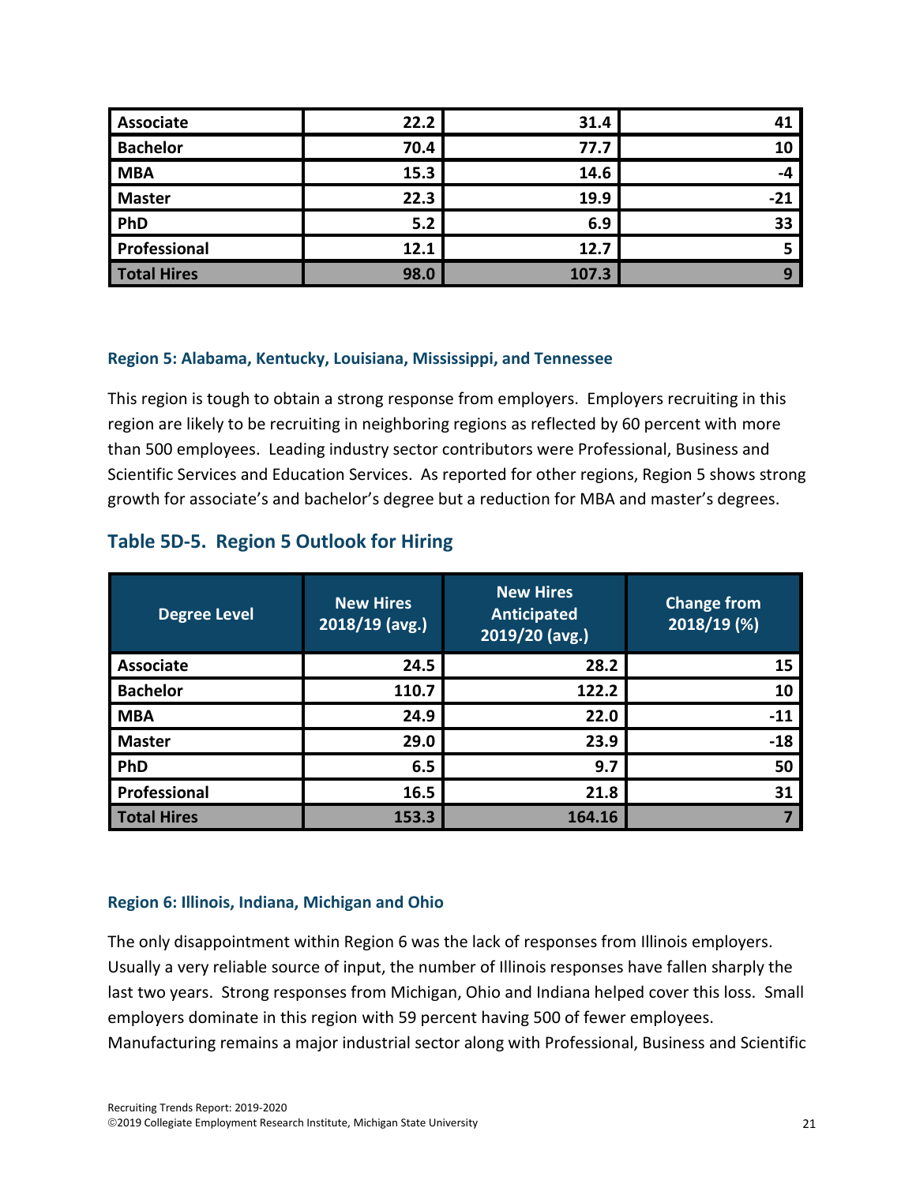| | | | |
|---|---|---|---|
| **Associate** | **22.2** | **31.4** | **41** |
| **Bachelor** | **70.4** | **77.7** | **10** |
| **MBA** | **15.3** | **14.6** | **-4** |
| **Master** | **22.3** | **19.9** | **-21** |
| **PhD** | **5.2** | **6.9** | **33** |
| **Professional** | **12.1** | **12.7** | **5** |
| **Total Hires** | **98.0** | **107.3** | **9** |

### Region 5: Alabama, Kentucky, Louisiana, Mississippi, and Tennessee

This region is tough to obtain a strong response from employers. Employers recruiting in this region are likely to be recruiting in neighboring regions as reflected by 60 percent with more than 500 employees. Leading industry sector contributors were Professional, Business and Scientific Services and Education Services. As reported for other regions, Region 5 shows strong growth for associate's and bachelor's degree but a reduction for MBA and master's degrees.

## Table 5D-5. Region 5 Outlook for Hiring

| Degree Level | New Hires 2018/19 (avg.) | New Hires Anticipated 2019/20 (avg.) | Change from 2018/19 (%) |
|---|---|---|---|
| **Associate** | **24.5** | **28.2** | **15** |
| **Bachelor** | **110.7** | **122.2** | **10** |
| **MBA** | **24.9** | **22.0** | **-11** |
| **Master** | **29.0** | **23.9** | **-18** |
| **PhD** | **6.5** | **9.7** | **50** |
| **Professional** | **16.5** | **21.8** | **31** |
| **Total Hires** | **153.3** | **164.16** | **7** |

### Region 6: Illinois, Indiana, Michigan and Ohio

The only disappointment within Region 6 was the lack of responses from Illinois employers. Usually a very reliable source of input, the number of Illinois responses have fallen sharply the last two years. Strong responses from Michigan, Ohio and Indiana helped cover this loss. Small employers dominate in this region with 59 percent having 500 of fewer employees. Manufacturing remains a major industrial sector along with Professional, Business and Scientific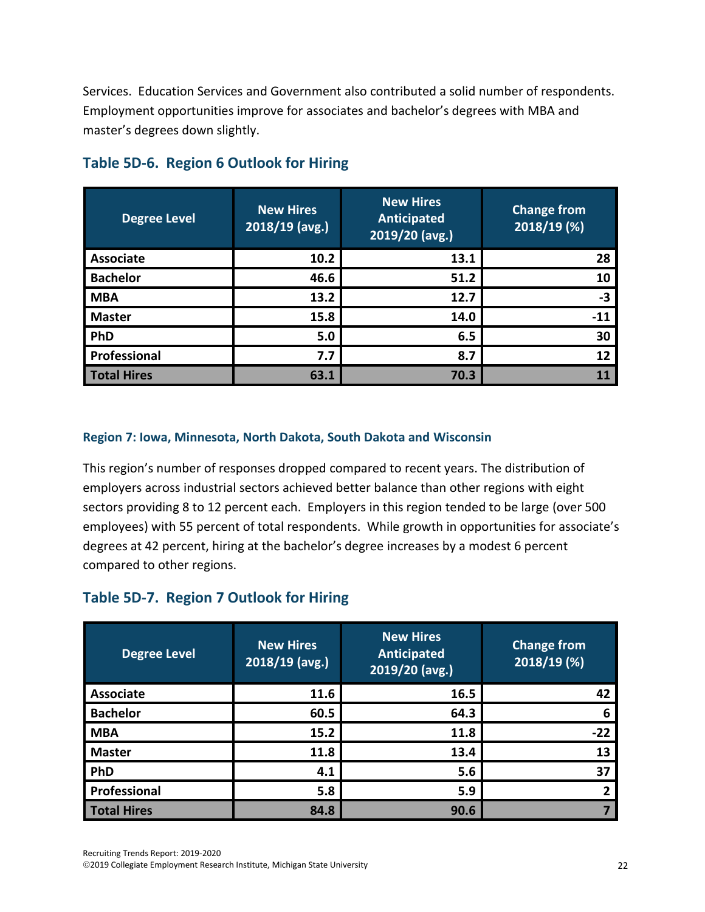Services. Education Services and Government also contributed a solid number of respondents. Employment opportunities improve for associates and bachelor's degrees with MBA and master's degrees down slightly.

## Table 5D-6. Region 6 Outlook for Hiring

| Degree Level | New Hires 2018/19 (avg.) | New Hires Anticipated 2019/20 (avg.) | Change from 2018/19 (%) |
|---|---|---|---|
| Associate | 10.2 | 13.1 | 28 |
| Bachelor | 46.6 | 51.2 | 10 |
| MBA | 13.2 | 12.7 | -3 |
| Master | 15.8 | 14.0 | -11 |
| PhD | 5.0 | 6.5 | 30 |
| Professional | 7.7 | 8.7 | 12 |
| Total Hires | 63.1 | 70.3 | 11 |

#### Region 7: Iowa, Minnesota, North Dakota, South Dakota and Wisconsin

This region's number of responses dropped compared to recent years. The distribution of employers across industrial sectors achieved better balance than other regions with eight sectors providing 8 to 12 percent each. Employers in this region tended to be large (over 500 employees) with 55 percent of total respondents. While growth in opportunities for associate's degrees at 42 percent, hiring at the bachelor's degree increases by a modest 6 percent compared to other regions.

## Table 5D-7. Region 7 Outlook for Hiring

| Degree Level | New Hires 2018/19 (avg.) | New Hires Anticipated 2019/20 (avg.) | Change from 2018/19 (%) |
|---|---|---|---|
| Associate | 11.6 | 16.5 | 42 |
| Bachelor | 60.5 | 64.3 | 6 |
| MBA | 15.2 | 11.8 | -22 |
| Master | 11.8 | 13.4 | 13 |
| PhD | 4.1 | 5.6 | 37 |
| Professional | 5.8 | 5.9 | 2 |
| Total Hires | 84.8 | 90.6 | 7 |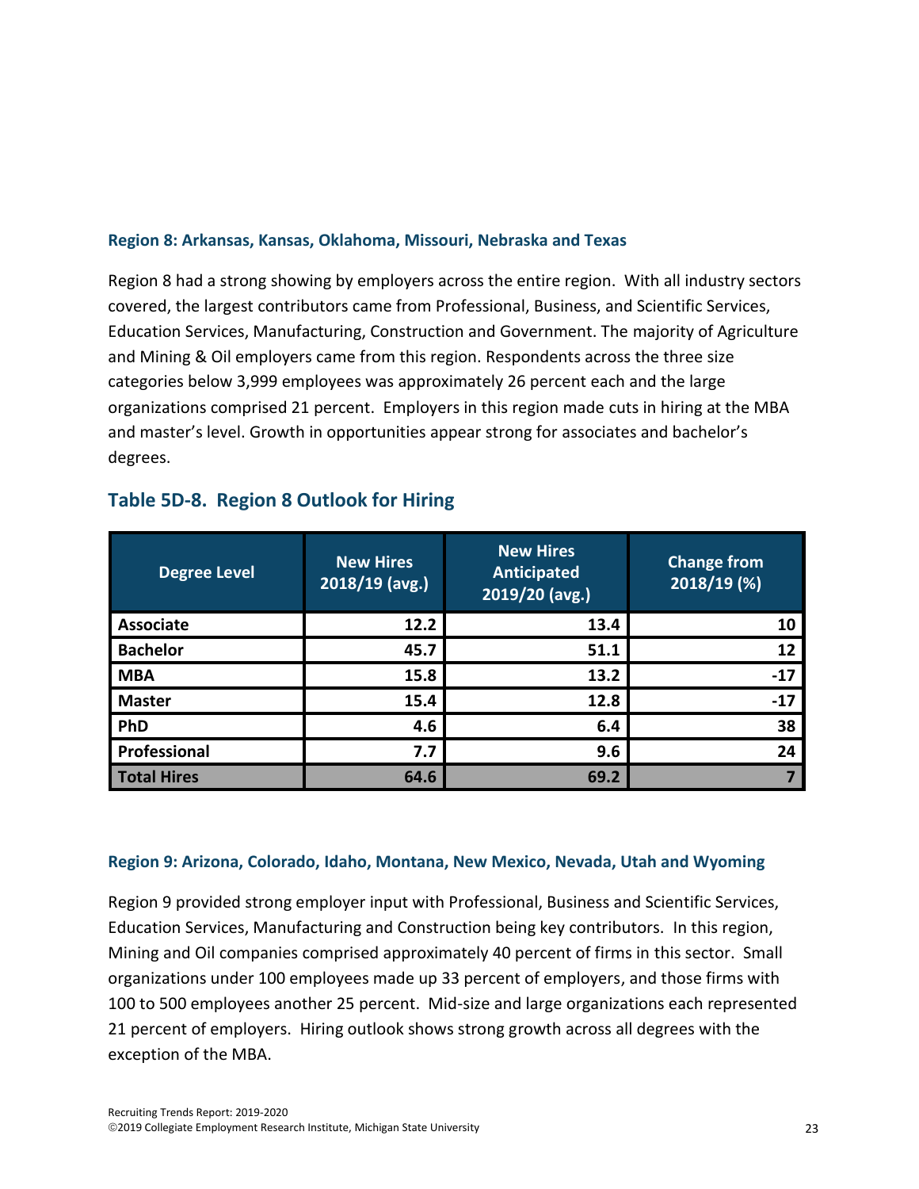### Region 8: Arkansas, Kansas, Oklahoma, Missouri, Nebraska and Texas

Region 8 had a strong showing by employers across the entire region. With all industry sectors covered, the largest contributors came from Professional, Business, and Scientific Services, Education Services, Manufacturing, Construction and Government. The majority of Agriculture and Mining & Oil employers came from this region. Respondents across the three size categories below 3,999 employees was approximately 26 percent each and the large organizations comprised 21 percent. Employers in this region made cuts in hiring at the MBA and master's level. Growth in opportunities appear strong for associates and bachelor's degrees.

## Table 5D-8. Region 8 Outlook for Hiring

| Degree Level | New Hires 2018/19 (avg.) | New Hires Anticipated 2019/20 (avg.) | Change from 2018/19 (%) |
|---|---|---|---|
| **Associate** | **12.2** | **13.4** | **10** |
| **Bachelor** | **45.7** | **51.1** | **12** |
| **MBA** | **15.8** | **13.2** | **-17** |
| **Master** | **15.4** | **12.8** | **-17** |
| **PhD** | **4.6** | **6.4** | **38** |
| **Professional** | **7.7** | **9.6** | **24** |
| **Total Hires** | **64.6** | **69.2** | **7** |

### Region 9: Arizona, Colorado, Idaho, Montana, New Mexico, Nevada, Utah and Wyoming

Region 9 provided strong employer input with Professional, Business and Scientific Services, Education Services, Manufacturing and Construction being key contributors. In this region, Mining and Oil companies comprised approximately 40 percent of firms in this sector. Small organizations under 100 employees made up 33 percent of employers, and those firms with 100 to 500 employees another 25 percent. Mid-size and large organizations each represented 21 percent of employers. Hiring outlook shows strong growth across all degrees with the exception of the MBA.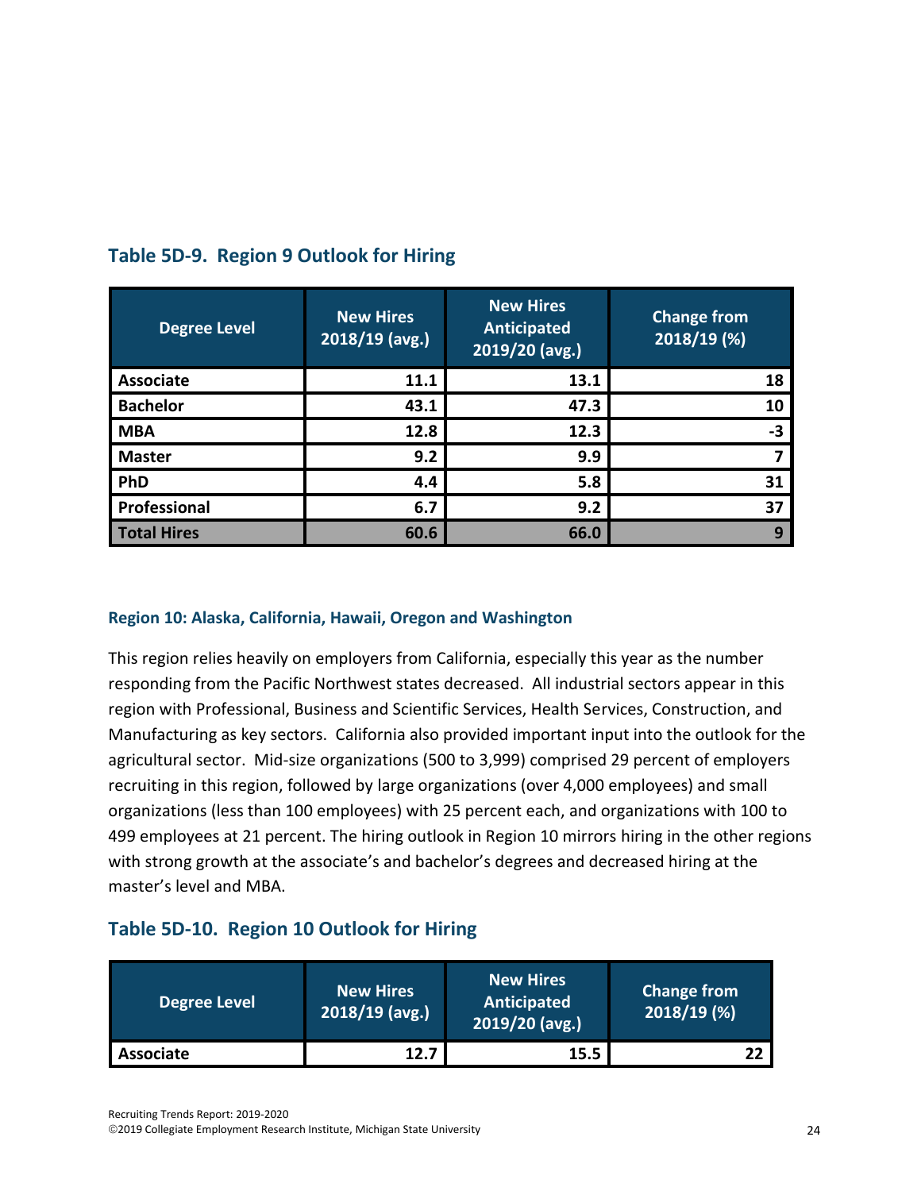## Table 5D-9. Region 9 Outlook for Hiring

| Degree Level | New Hires 2018/19 (avg.) | New Hires Anticipated 2019/20 (avg.) | Change from 2018/19 (%) |
|---|---|---|---|
| Associate | 11.1 | 13.1 | 18 |
| Bachelor | 43.1 | 47.3 | 10 |
| MBA | 12.8 | 12.3 | -3 |
| Master | 9.2 | 9.9 | 7 |
| PhD | 4.4 | 5.8 | 31 |
| Professional | 6.7 | 9.2 | 37 |
| **Total Hires** | **60.6** | **66.0** | **9** |

### Region 10: Alaska, California, Hawaii, Oregon and Washington

This region relies heavily on employers from California, especially this year as the number responding from the Pacific Northwest states decreased. All industrial sectors appear in this region with Professional, Business and Scientific Services, Health Services, Construction, and Manufacturing as key sectors. California also provided important input into the outlook for the agricultural sector. Mid-size organizations (500 to 3,999) comprised 29 percent of employers recruiting in this region, followed by large organizations (over 4,000 employees) and small organizations (less than 100 employees) with 25 percent each, and organizations with 100 to 499 employees at 21 percent. The hiring outlook in Region 10 mirrors hiring in the other regions with strong growth at the associate's and bachelor's degrees and decreased hiring at the master's level and MBA.

## Table 5D-10. Region 10 Outlook for Hiring

| Degree Level | New Hires 2018/19 (avg.) | New Hires Anticipated 2019/20 (avg.) | Change from 2018/19 (%) |
|---|---|---|---|
| Associate | 12.7 | 15.5 | 22 |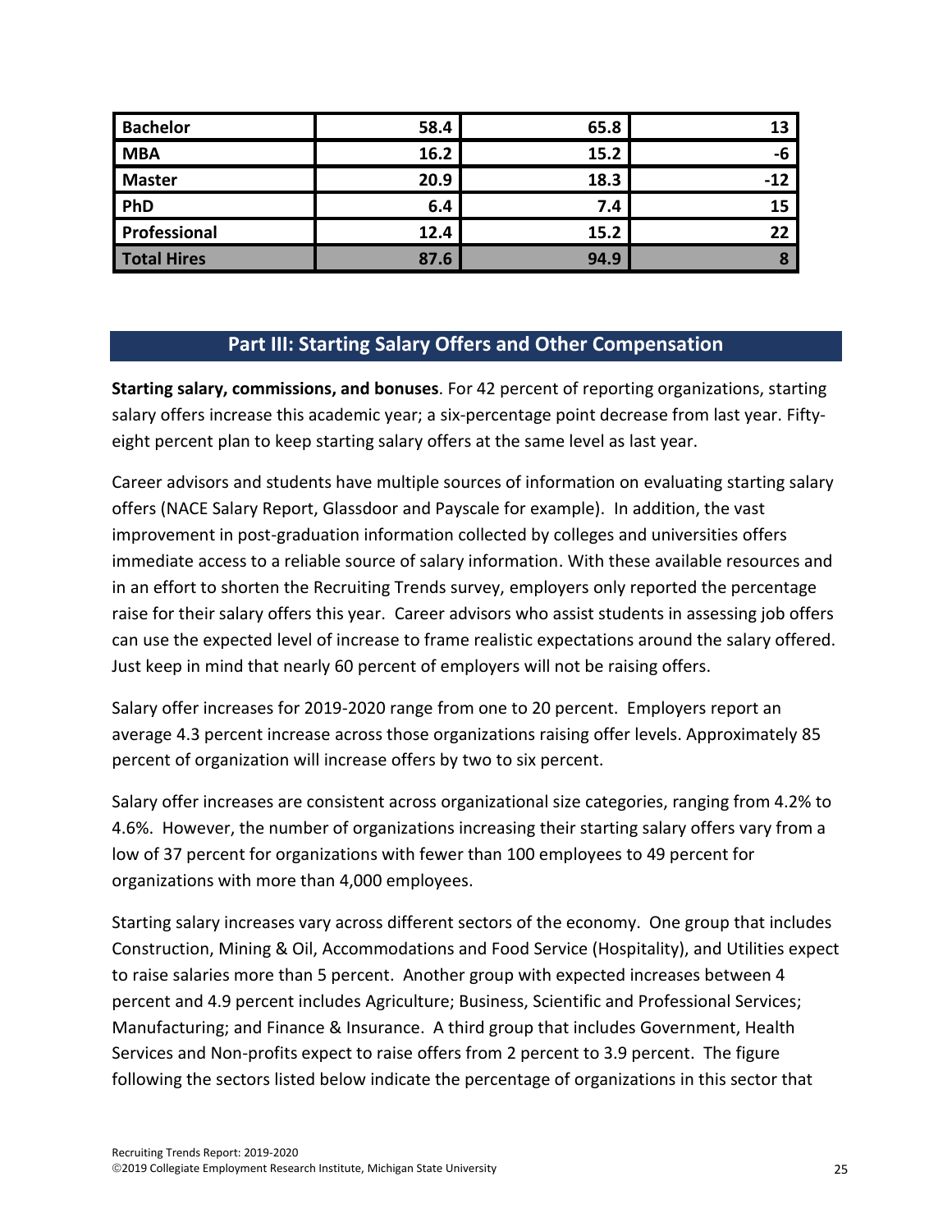| Bachelor | 58.4 | 65.8 | 13 |
|---|---|---|---|
| MBA | 16.2 | 15.2 | -6 |
| Master | 20.9 | 18.3 | -12 |
| PhD | 6.4 | 7.4 | 15 |
| Professional | 12.4 | 15.2 | 22 |
| **Total Hires** | **87.6** | **94.9** | **8** |

## Part III: Starting Salary Offers and Other Compensation

**Starting salary, commissions, and bonuses**. For 42 percent of reporting organizations, starting salary offers increase this academic year; a six-percentage point decrease from last year. Fifty-eight percent plan to keep starting salary offers at the same level as last year.

Career advisors and students have multiple sources of information on evaluating starting salary offers (NACE Salary Report, Glassdoor and Payscale for example). In addition, the vast improvement in post-graduation information collected by colleges and universities offers immediate access to a reliable source of salary information. With these available resources and in an effort to shorten the Recruiting Trends survey, employers only reported the percentage raise for their salary offers this year. Career advisors who assist students in assessing job offers can use the expected level of increase to frame realistic expectations around the salary offered. Just keep in mind that nearly 60 percent of employers will not be raising offers.

Salary offer increases for 2019-2020 range from one to 20 percent. Employers report an average 4.3 percent increase across those organizations raising offer levels. Approximately 85 percent of organization will increase offers by two to six percent.

Salary offer increases are consistent across organizational size categories, ranging from 4.2% to 4.6%. However, the number of organizations increasing their starting salary offers vary from a low of 37 percent for organizations with fewer than 100 employees to 49 percent for organizations with more than 4,000 employees.

Starting salary increases vary across different sectors of the economy. One group that includes Construction, Mining & Oil, Accommodations and Food Service (Hospitality), and Utilities expect to raise salaries more than 5 percent. Another group with expected increases between 4 percent and 4.9 percent includes Agriculture; Business, Scientific and Professional Services; Manufacturing; and Finance & Insurance. A third group that includes Government, Health Services and Non-profits expect to raise offers from 2 percent to 3.9 percent. The figure following the sectors listed below indicate the percentage of organizations in this sector that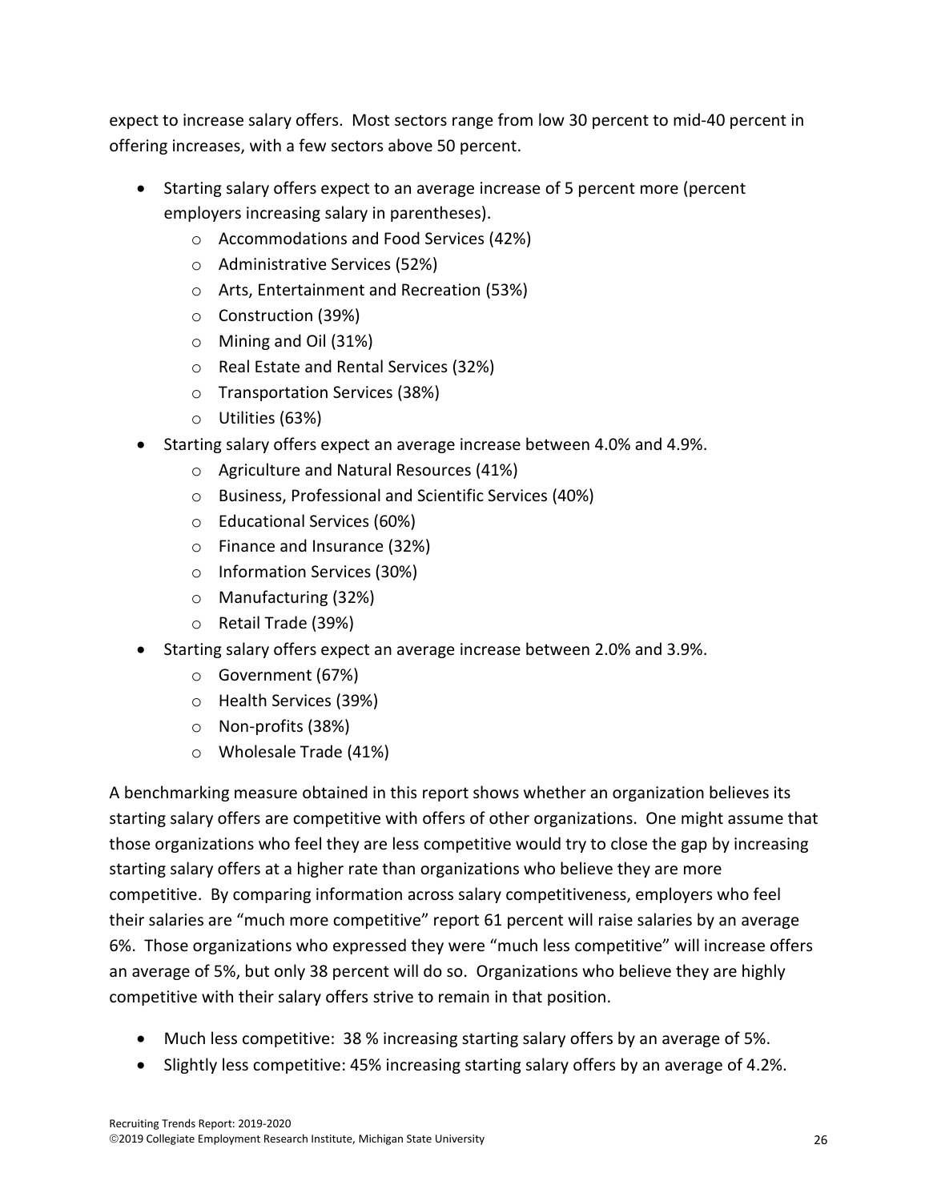expect to increase salary offers. Most sectors range from low 30 percent to mid-40 percent in offering increases, with a few sectors above 50 percent.

- Starting salary offers expect to an average increase of 5 percent more (percent employers increasing salary in parentheses).
  - Accommodations and Food Services (42%)
  - Administrative Services (52%)
  - Arts, Entertainment and Recreation (53%)
  - Construction (39%)
  - Mining and Oil (31%)
  - Real Estate and Rental Services (32%)
  - Transportation Services (38%)
  - Utilities (63%)
- Starting salary offers expect an average increase between 4.0% and 4.9%.
  - Agriculture and Natural Resources (41%)
  - Business, Professional and Scientific Services (40%)
  - Educational Services (60%)
  - Finance and Insurance (32%)
  - Information Services (30%)
  - Manufacturing (32%)
  - Retail Trade (39%)
- Starting salary offers expect an average increase between 2.0% and 3.9%.
  - Government (67%)
  - Health Services (39%)
  - Non-profits (38%)
  - Wholesale Trade (41%)

A benchmarking measure obtained in this report shows whether an organization believes its starting salary offers are competitive with offers of other organizations. One might assume that those organizations who feel they are less competitive would try to close the gap by increasing starting salary offers at a higher rate than organizations who believe they are more competitive. By comparing information across salary competitiveness, employers who feel their salaries are "much more competitive" report 61 percent will raise salaries by an average 6%. Those organizations who expressed they were "much less competitive" will increase offers an average of 5%, but only 38 percent will do so. Organizations who believe they are highly competitive with their salary offers strive to remain in that position.

- Much less competitive: 38 % increasing starting salary offers by an average of 5%.
- Slightly less competitive: 45% increasing starting salary offers by an average of 4.2%.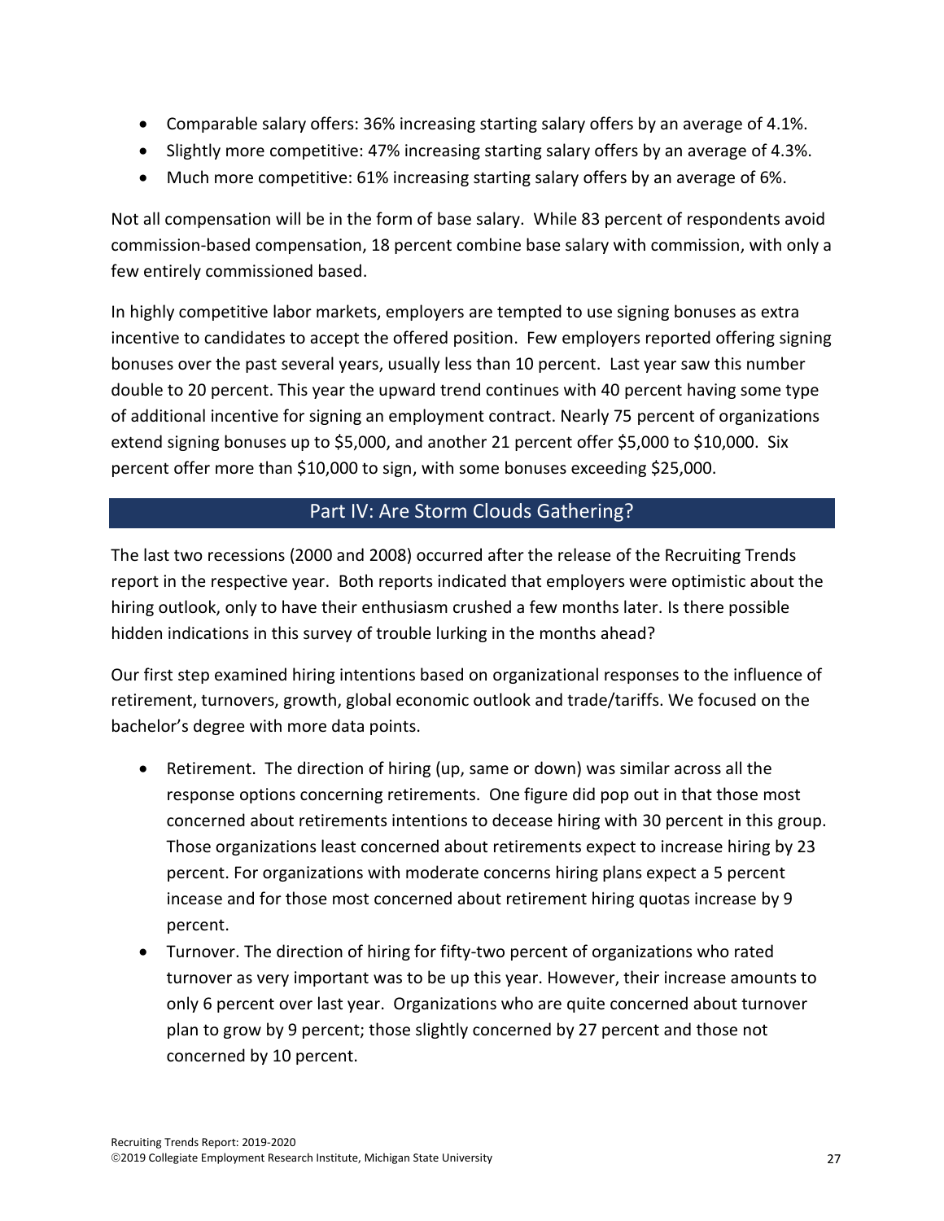- Comparable salary offers: 36% increasing starting salary offers by an average of 4.1%.
- Slightly more competitive: 47% increasing starting salary offers by an average of 4.3%.
- Much more competitive: 61% increasing starting salary offers by an average of 6%.

Not all compensation will be in the form of base salary. While 83 percent of respondents avoid commission-based compensation, 18 percent combine base salary with commission, with only a few entirely commissioned based.

In highly competitive labor markets, employers are tempted to use signing bonuses as extra incentive to candidates to accept the offered position. Few employers reported offering signing bonuses over the past several years, usually less than 10 percent. Last year saw this number double to 20 percent. This year the upward trend continues with 40 percent having some type of additional incentive for signing an employment contract. Nearly 75 percent of organizations extend signing bonuses up to $5,000, and another 21 percent offer $5,000 to $10,000. Six percent offer more than $10,000 to sign, with some bonuses exceeding $25,000.

## Part IV: Are Storm Clouds Gathering?

The last two recessions (2000 and 2008) occurred after the release of the Recruiting Trends report in the respective year. Both reports indicated that employers were optimistic about the hiring outlook, only to have their enthusiasm crushed a few months later. Is there possible hidden indications in this survey of trouble lurking in the months ahead?

Our first step examined hiring intentions based on organizational responses to the influence of retirement, turnovers, growth, global economic outlook and trade/tariffs. We focused on the bachelor's degree with more data points.

- Retirement. The direction of hiring (up, same or down) was similar across all the response options concerning retirements. One figure did pop out in that those most concerned about retirements intentions to decease hiring with 30 percent in this group. Those organizations least concerned about retirements expect to increase hiring by 23 percent. For organizations with moderate concerns hiring plans expect a 5 percent incease and for those most concerned about retirement hiring quotas increase by 9 percent.
- Turnover. The direction of hiring for fifty-two percent of organizations who rated turnover as very important was to be up this year. However, their increase amounts to only 6 percent over last year. Organizations who are quite concerned about turnover plan to grow by 9 percent; those slightly concerned by 27 percent and those not concerned by 10 percent.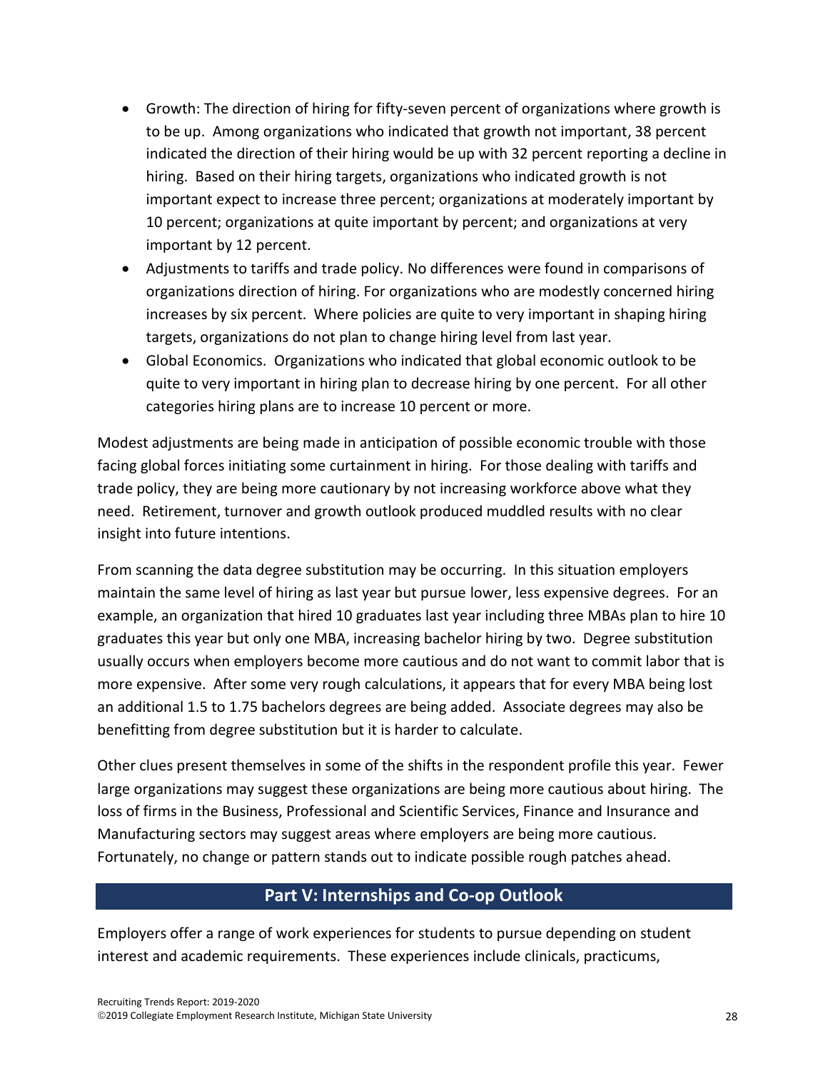- Growth: The direction of hiring for fifty-seven percent of organizations where growth is to be up. Among organizations who indicated that growth not important, 38 percent indicated the direction of their hiring would be up with 32 percent reporting a decline in hiring. Based on their hiring targets, organizations who indicated growth is not important expect to increase three percent; organizations at moderately important by 10 percent; organizations at quite important by percent; and organizations at very important by 12 percent.
- Adjustments to tariffs and trade policy. No differences were found in comparisons of organizations direction of hiring. For organizations who are modestly concerned hiring increases by six percent. Where policies are quite to very important in shaping hiring targets, organizations do not plan to change hiring level from last year.
- Global Economics. Organizations who indicated that global economic outlook to be quite to very important in hiring plan to decrease hiring by one percent. For all other categories hiring plans are to increase 10 percent or more.

Modest adjustments are being made in anticipation of possible economic trouble with those facing global forces initiating some curtainment in hiring. For those dealing with tariffs and trade policy, they are being more cautionary by not increasing workforce above what they need. Retirement, turnover and growth outlook produced muddled results with no clear insight into future intentions.

From scanning the data degree substitution may be occurring. In this situation employers maintain the same level of hiring as last year but pursue lower, less expensive degrees. For an example, an organization that hired 10 graduates last year including three MBAs plan to hire 10 graduates this year but only one MBA, increasing bachelor hiring by two. Degree substitution usually occurs when employers become more cautious and do not want to commit labor that is more expensive. After some very rough calculations, it appears that for every MBA being lost an additional 1.5 to 1.75 bachelors degrees are being added. Associate degrees may also be benefitting from degree substitution but it is harder to calculate.

Other clues present themselves in some of the shifts in the respondent profile this year. Fewer large organizations may suggest these organizations are being more cautious about hiring. The loss of firms in the Business, Professional and Scientific Services, Finance and Insurance and Manufacturing sectors may suggest areas where employers are being more cautious. Fortunately, no change or pattern stands out to indicate possible rough patches ahead.

## Part V: Internships and Co-op Outlook

Employers offer a range of work experiences for students to pursue depending on student interest and academic requirements. These experiences include clinicals, practicums,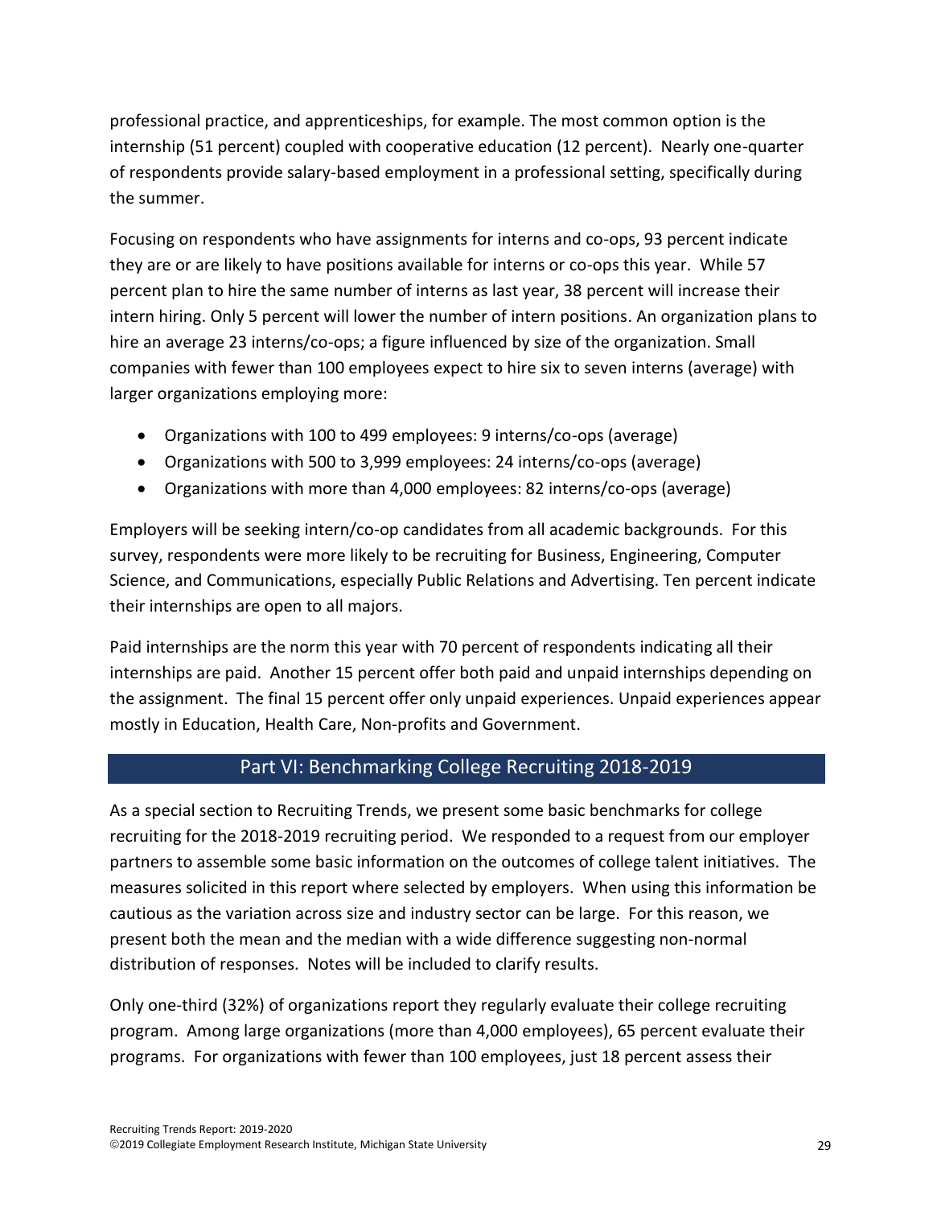professional practice, and apprenticeships, for example. The most common option is the internship (51 percent) coupled with cooperative education (12 percent). Nearly one-quarter of respondents provide salary-based employment in a professional setting, specifically during the summer.

Focusing on respondents who have assignments for interns and co-ops, 93 percent indicate they are or are likely to have positions available for interns or co-ops this year. While 57 percent plan to hire the same number of interns as last year, 38 percent will increase their intern hiring. Only 5 percent will lower the number of intern positions. An organization plans to hire an average 23 interns/co-ops; a figure influenced by size of the organization. Small companies with fewer than 100 employees expect to hire six to seven interns (average) with larger organizations employing more:

- Organizations with 100 to 499 employees: 9 interns/co-ops (average)
- Organizations with 500 to 3,999 employees: 24 interns/co-ops (average)
- Organizations with more than 4,000 employees: 82 interns/co-ops (average)

Employers will be seeking intern/co-op candidates from all academic backgrounds. For this survey, respondents were more likely to be recruiting for Business, Engineering, Computer Science, and Communications, especially Public Relations and Advertising. Ten percent indicate their internships are open to all majors.

Paid internships are the norm this year with 70 percent of respondents indicating all their internships are paid. Another 15 percent offer both paid and unpaid internships depending on the assignment. The final 15 percent offer only unpaid experiences. Unpaid experiences appear mostly in Education, Health Care, Non-profits and Government.

## Part VI: Benchmarking College Recruiting 2018-2019

As a special section to Recruiting Trends, we present some basic benchmarks for college recruiting for the 2018-2019 recruiting period. We responded to a request from our employer partners to assemble some basic information on the outcomes of college talent initiatives. The measures solicited in this report where selected by employers. When using this information be cautious as the variation across size and industry sector can be large. For this reason, we present both the mean and the median with a wide difference suggesting non-normal distribution of responses. Notes will be included to clarify results.

Only one-third (32%) of organizations report they regularly evaluate their college recruiting program. Among large organizations (more than 4,000 employees), 65 percent evaluate their programs. For organizations with fewer than 100 employees, just 18 percent assess their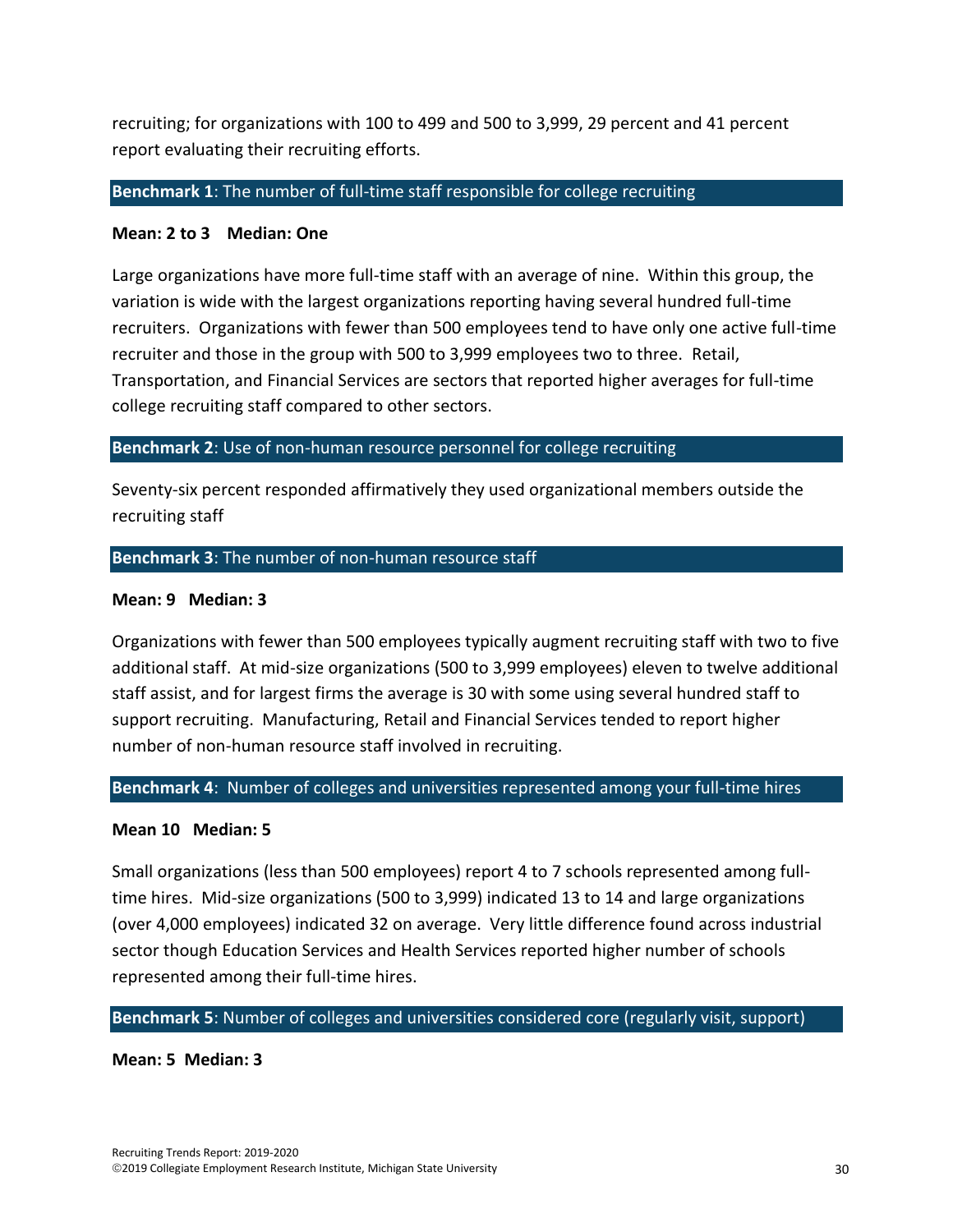recruiting; for organizations with 100 to 499 and 500 to 3,999, 29 percent and 41 percent report evaluating their recruiting efforts.

**Benchmark 1**: The number of full-time staff responsible for college recruiting

**Mean: 2 to 3 Median: One**

Large organizations have more full-time staff with an average of nine. Within this group, the variation is wide with the largest organizations reporting having several hundred full-time recruiters. Organizations with fewer than 500 employees tend to have only one active full-time recruiter and those in the group with 500 to 3,999 employees two to three. Retail, Transportation, and Financial Services are sectors that reported higher averages for full-time college recruiting staff compared to other sectors.

**Benchmark 2**: Use of non-human resource personnel for college recruiting

Seventy-six percent responded affirmatively they used organizational members outside the recruiting staff

**Benchmark 3**: The number of non-human resource staff

**Mean: 9 Median: 3**

Organizations with fewer than 500 employees typically augment recruiting staff with two to five additional staff. At mid-size organizations (500 to 3,999 employees) eleven to twelve additional staff assist, and for largest firms the average is 30 with some using several hundred staff to support recruiting. Manufacturing, Retail and Financial Services tended to report higher number of non-human resource staff involved in recruiting.

**Benchmark 4**: Number of colleges and universities represented among your full-time hires

**Mean 10 Median: 5**

Small organizations (less than 500 employees) report 4 to 7 schools represented among full-time hires. Mid-size organizations (500 to 3,999) indicated 13 to 14 and large organizations (over 4,000 employees) indicated 32 on average. Very little difference found across industrial sector though Education Services and Health Services reported higher number of schools represented among their full-time hires.

**Benchmark 5**: Number of colleges and universities considered core (regularly visit, support)

**Mean: 5 Median: 3**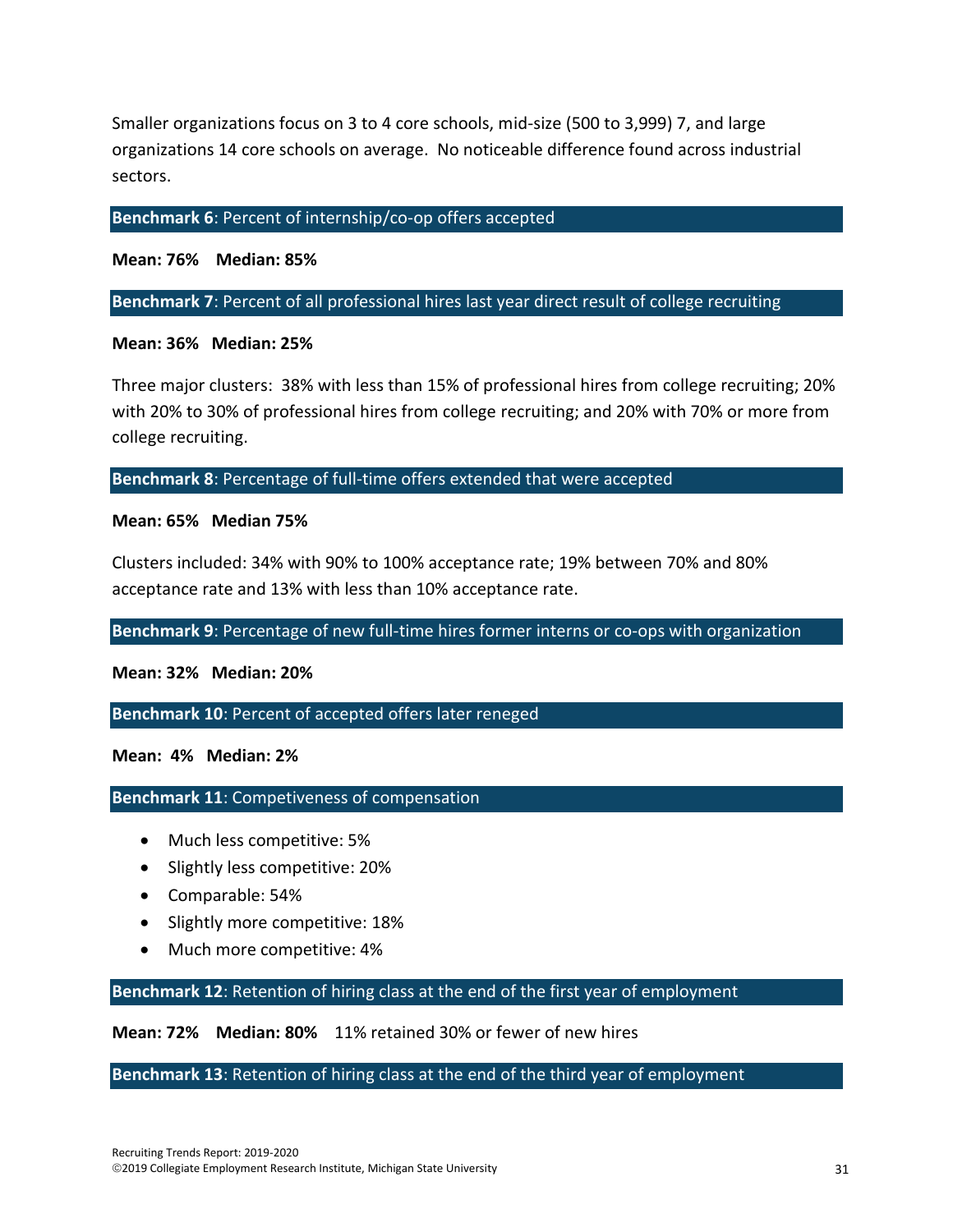Smaller organizations focus on 3 to 4 core schools, mid-size (500 to 3,999) 7, and large organizations 14 core schools on average.  No noticeable difference found across industrial sectors.

### **Benchmark 6**: Percent of internship/co-op offers accepted

**Mean: 76%    Median: 85%**

### **Benchmark 7**: Percent of all professional hires last year direct result of college recruiting

**Mean: 36%   Median: 25%**

Three major clusters:  38% with less than 15% of professional hires from college recruiting; 20% with 20% to 30% of professional hires from college recruiting; and 20% with 70% or more from college recruiting.

### **Benchmark 8**: Percentage of full-time offers extended that were accepted

**Mean: 65%   Median 75%**

Clusters included: 34% with 90% to 100% acceptance rate; 19% between 70% and 80% acceptance rate and 13% with less than 10% acceptance rate.

### **Benchmark 9**: Percentage of new full-time hires former interns or co-ops with organization

**Mean: 32%   Median: 20%**

### **Benchmark 10**: Percent of accepted offers later reneged

**Mean:  4%   Median: 2%**

### **Benchmark 11**: Competiveness of compensation

- Much less competitive: 5%
- Slightly less competitive: 20%
- Comparable: 54%
- Slightly more competitive: 18%
- Much more competitive: 4%

### **Benchmark 12**: Retention of hiring class at the end of the first year of employment

**Mean: 72%    Median: 80%**    11% retained 30% or fewer of new hires

### **Benchmark 13**: Retention of hiring class at the end of the third year of employment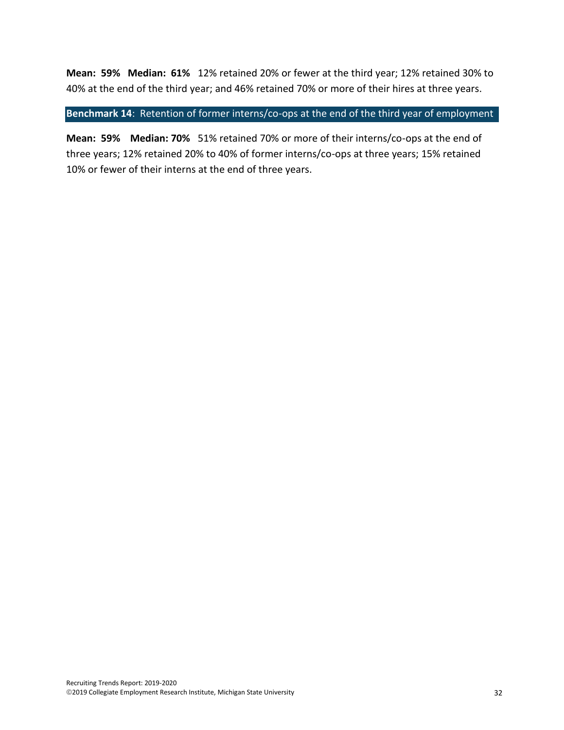**Mean: 59% Median: 61%** 12% retained 20% or fewer at the third year; 12% retained 30% to 40% at the end of the third year; and 46% retained 70% or more of their hires at three years.

**Benchmark 14**: Retention of former interns/co-ops at the end of the third year of employment

**Mean: 59% Median: 70%** 51% retained 70% or more of their interns/co-ops at the end of three years; 12% retained 20% to 40% of former interns/co-ops at three years; 15% retained 10% or fewer of their interns at the end of three years.